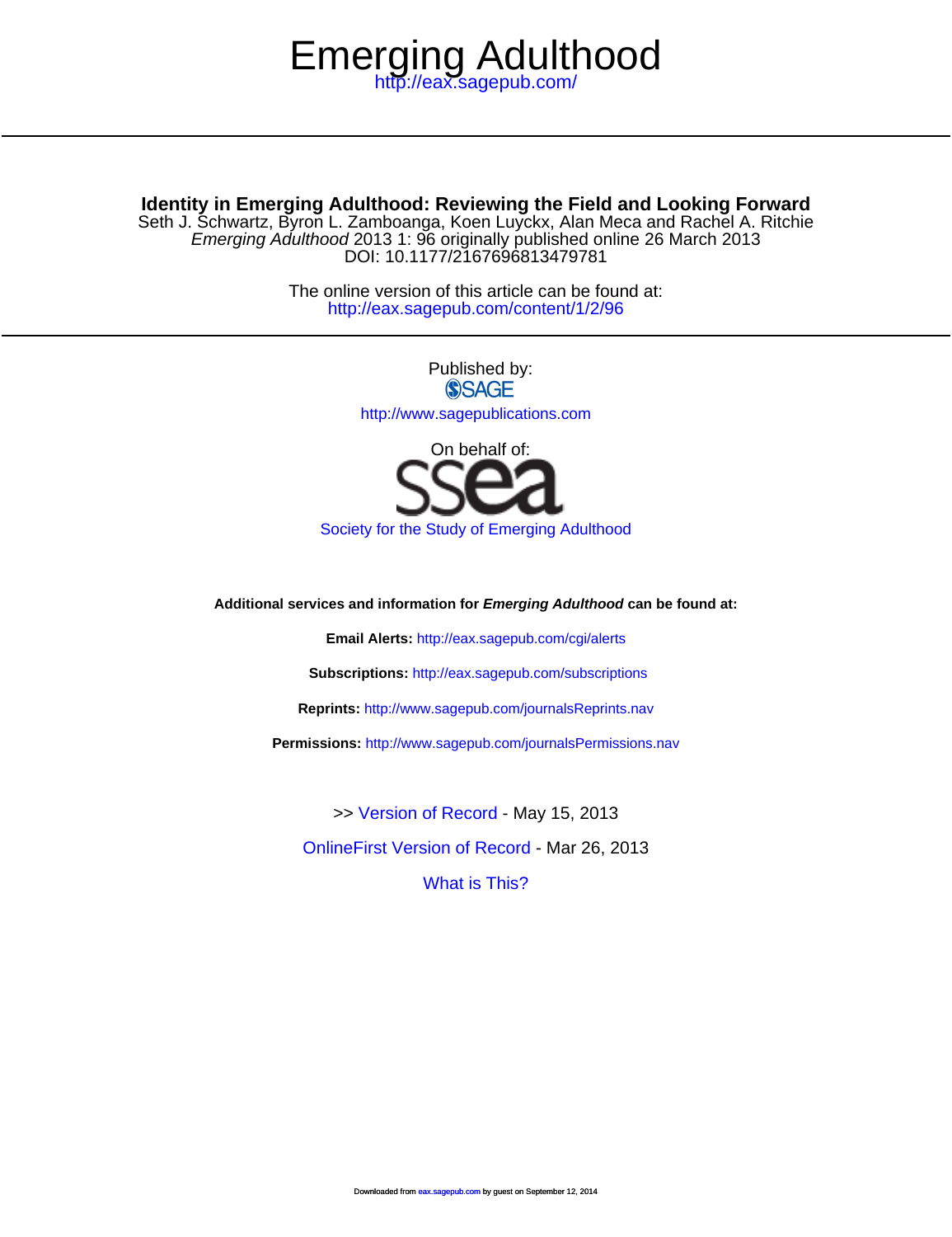# Emerging Adulthood

http://eax.sagepub.com/

## Identity in Emerging Adulthood: Reviewing the Field and Looking Forward

Seth J. Schwartz, Byron L. Zamboanga, Koen Luyckx, Alan Meca and Rachel A. Ritchie

*Emerging Adulthood* 2013 1: 96 originally published online 26 March 2013

DOI: 10.1177/2167696813479781

The online version of this article can be found at:
http://eax.sagepub.com/content/1/2/96

Published by:

SAGE

http://www.sagepublications.com

On behalf of:

ssea

Society for the Study of Emerging Adulthood

**Additional services and information for *Emerging Adulthood* can be found at:**

**Email Alerts:** http://eax.sagepub.com/cgi/alerts

**Subscriptions:** http://eax.sagepub.com/subscriptions

**Reprints:** http://www.sagepub.com/journalsReprints.nav

**Permissions:** http://www.sagepub.com/journalsPermissions.nav

>> Version of Record - May 15, 2013

OnlineFirst Version of Record - Mar 26, 2013

What is This?

Downloaded from eax.sagepub.com by guest on September 12, 2014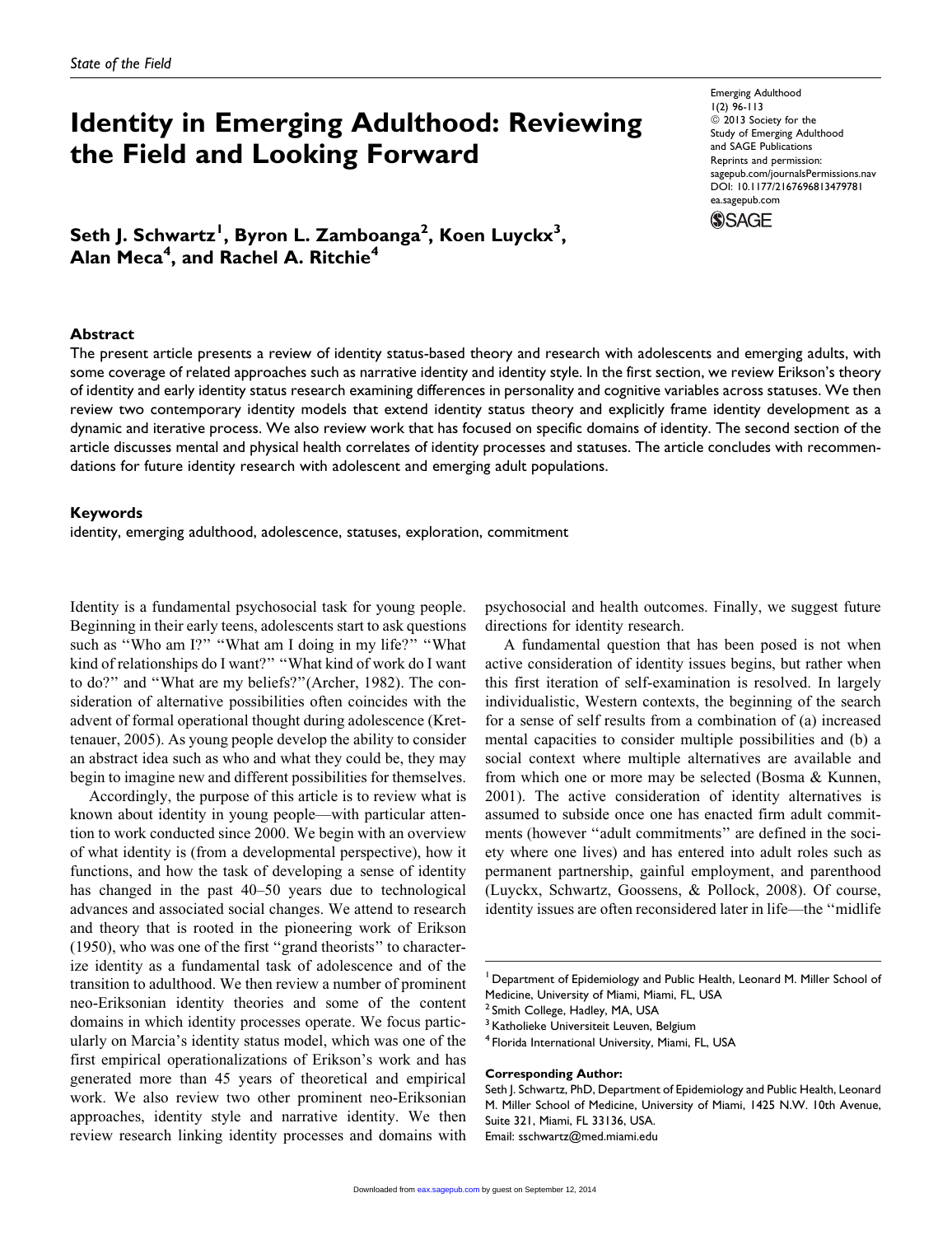*State of the Field*

# Identity in Emerging Adulthood: Reviewing the Field and Looking Forward

**Seth J. Schwartz[1], Byron L. Zamboanga[2], Koen Luyckx[3], Alan Meca[4], and Rachel A. Ritchie[4]**

Emerging Adulthood
1(2) 96-113
© 2013 Society for the Study of Emerging Adulthood and SAGE Publications
Reprints and permission: sagepub.com/journalsPermissions.nav
DOI: 10.1177/2167696813479781
ea.sagepub.com

## Abstract

The present article presents a review of identity status-based theory and research with adolescents and emerging adults, with some coverage of related approaches such as narrative identity and identity style. In the first section, we review Erikson's theory of identity and early identity status research examining differences in personality and cognitive variables across statuses. We then review two contemporary identity models that extend identity status theory and explicitly frame identity development as a dynamic and iterative process. We also review work that has focused on specific domains of identity. The second section of the article discusses mental and physical health correlates of identity processes and statuses. The article concludes with recommendations for future identity research with adolescent and emerging adult populations.

## Keywords

identity, emerging adulthood, adolescence, statuses, exploration, commitment

Identity is a fundamental psychosocial task for young people. Beginning in their early teens, adolescents start to ask questions such as "Who am I?" "What am I doing in my life?" "What kind of relationships do I want?" "What kind of work do I want to do?" and "What are my beliefs?"(Archer, 1982). The consideration of alternative possibilities often coincides with the advent of formal operational thought during adolescence (Krettenauer, 2005). As young people develop the ability to consider an abstract idea such as who and what they could be, they may begin to imagine new and different possibilities for themselves.

Accordingly, the purpose of this article is to review what is known about identity in young people—with particular attention to work conducted since 2000. We begin with an overview of what identity is (from a developmental perspective), how it functions, and how the task of developing a sense of identity has changed in the past 40–50 years due to technological advances and associated social changes. We attend to research and theory that is rooted in the pioneering work of Erikson (1950), who was one of the first "grand theorists" to characterize identity as a fundamental task of adolescence and of the transition to adulthood. We then review a number of prominent neo-Eriksonian identity theories and some of the content domains in which identity processes operate. We focus particularly on Marcia's identity status model, which was one of the first empirical operationalizations of Erikson's work and has generated more than 45 years of theoretical and empirical work. We also review two other prominent neo-Eriksonian approaches, identity style and narrative identity. We then review research linking identity processes and domains with psychosocial and health outcomes. Finally, we suggest future directions for identity research.

A fundamental question that has been posed is not when active consideration of identity issues begins, but rather when this first iteration of self-examination is resolved. In largely individualistic, Western contexts, the beginning of the search for a sense of self results from a combination of (a) increased mental capacities to consider multiple possibilities and (b) a social context where multiple alternatives are available and from which one or more may be selected (Bosma & Kunnen, 2001). The active consideration of identity alternatives is assumed to subside once one has enacted firm adult commitments (however "adult commitments" are defined in the society where one lives) and has entered into adult roles such as permanent partnership, gainful employment, and parenthood (Luyckx, Schwartz, Goossens, & Pollock, 2008). Of course, identity issues are often reconsidered later in life—the "midlife

[1] Department of Epidemiology and Public Health, Leonard M. Miller School of Medicine, University of Miami, Miami, FL, USA
[2] Smith College, Hadley, MA, USA
[3] Katholieke Universiteit Leuven, Belgium
[4] Florida International University, Miami, FL, USA

**Corresponding Author:**
Seth J. Schwartz, PhD, Department of Epidemiology and Public Health, Leonard M. Miller School of Medicine, University of Miami, 1425 N.W. 10th Avenue, Suite 321, Miami, FL 33136, USA.
Email: sschwartz@med.miami.edu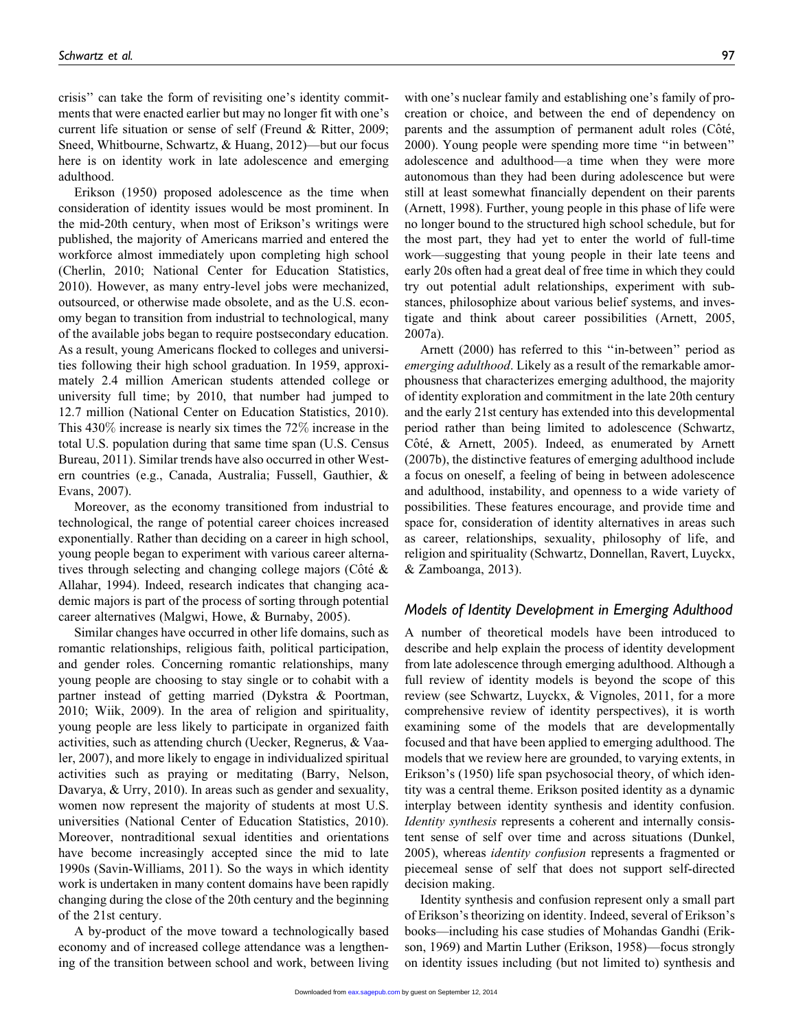crisis'' can take the form of revisiting one's identity commitments that were enacted earlier but may no longer fit with one's current life situation or sense of self (Freund & Ritter, 2009; Sneed, Whitbourne, Schwartz, & Huang, 2012)—but our focus here is on identity work in late adolescence and emerging adulthood.

Erikson (1950) proposed adolescence as the time when consideration of identity issues would be most prominent. In the mid-20th century, when most of Erikson's writings were published, the majority of Americans married and entered the workforce almost immediately upon completing high school (Cherlin, 2010; National Center for Education Statistics, 2010). However, as many entry-level jobs were mechanized, outsourced, or otherwise made obsolete, and as the U.S. economy began to transition from industrial to technological, many of the available jobs began to require postsecondary education. As a result, young Americans flocked to colleges and universities following their high school graduation. In 1959, approximately 2.4 million American students attended college or university full time; by 2010, that number had jumped to 12.7 million (National Center on Education Statistics, 2010). This 430% increase is nearly six times the 72% increase in the total U.S. population during that same time span (U.S. Census Bureau, 2011). Similar trends have also occurred in other Western countries (e.g., Canada, Australia; Fussell, Gauthier, & Evans, 2007).

Moreover, as the economy transitioned from industrial to technological, the range of potential career choices increased exponentially. Rather than deciding on a career in high school, young people began to experiment with various career alternatives through selecting and changing college majors (Côté & Allahar, 1994). Indeed, research indicates that changing academic majors is part of the process of sorting through potential career alternatives (Malgwi, Howe, & Burnaby, 2005).

Similar changes have occurred in other life domains, such as romantic relationships, religious faith, political participation, and gender roles. Concerning romantic relationships, many young people are choosing to stay single or to cohabit with a partner instead of getting married (Dykstra & Poortman, 2010; Wiik, 2009). In the area of religion and spirituality, young people are less likely to participate in organized faith activities, such as attending church (Uecker, Regnerus, & Vaaler, 2007), and more likely to engage in individualized spiritual activities such as praying or meditating (Barry, Nelson, Davarya, & Urry, 2010). In areas such as gender and sexuality, women now represent the majority of students at most U.S. universities (National Center of Education Statistics, 2010). Moreover, nontraditional sexual identities and orientations have become increasingly accepted since the mid to late 1990s (Savin-Williams, 2011). So the ways in which identity work is undertaken in many content domains have been rapidly changing during the close of the 20th century and the beginning of the 21st century.

A by-product of the move toward a technologically based economy and of increased college attendance was a lengthening of the transition between school and work, between living with one's nuclear family and establishing one's family of procreation or choice, and between the end of dependency on parents and the assumption of permanent adult roles (Côté, 2000). Young people were spending more time ''in between'' adolescence and adulthood—a time when they were more autonomous than they had been during adolescence but were still at least somewhat financially dependent on their parents (Arnett, 1998). Further, young people in this phase of life were no longer bound to the structured high school schedule, but for the most part, they had yet to enter the world of full-time work—suggesting that young people in their late teens and early 20s often had a great deal of free time in which they could try out potential adult relationships, experiment with substances, philosophize about various belief systems, and investigate and think about career possibilities (Arnett, 2005, 2007a).

Arnett (2000) has referred to this ''in-between'' period as *emerging adulthood*. Likely as a result of the remarkable amorphousness that characterizes emerging adulthood, the majority of identity exploration and commitment in the late 20th century and the early 21st century has extended into this developmental period rather than being limited to adolescence (Schwartz, Côté, & Arnett, 2005). Indeed, as enumerated by Arnett (2007b), the distinctive features of emerging adulthood include a focus on oneself, a feeling of being in between adolescence and adulthood, instability, and openness to a wide variety of possibilities. These features encourage, and provide time and space for, consideration of identity alternatives in areas such as career, relationships, sexuality, philosophy of life, and religion and spirituality (Schwartz, Donnellan, Ravert, Luyckx, & Zamboanga, 2013).

## Models of Identity Development in Emerging Adulthood

A number of theoretical models have been introduced to describe and help explain the process of identity development from late adolescence through emerging adulthood. Although a full review of identity models is beyond the scope of this review (see Schwartz, Luyckx, & Vignoles, 2011, for a more comprehensive review of identity perspectives), it is worth examining some of the models that are developmentally focused and that have been applied to emerging adulthood. The models that we review here are grounded, to varying extents, in Erikson's (1950) life span psychosocial theory, of which identity was a central theme. Erikson posited identity as a dynamic interplay between identity synthesis and identity confusion. *Identity synthesis* represents a coherent and internally consistent sense of self over time and across situations (Dunkel, 2005), whereas *identity confusion* represents a fragmented or piecemeal sense of self that does not support self-directed decision making.

Identity synthesis and confusion represent only a small part of Erikson's theorizing on identity. Indeed, several of Erikson's books—including his case studies of Mohandas Gandhi (Erikson, 1969) and Martin Luther (Erikson, 1958)—focus strongly on identity issues including (but not limited to) synthesis and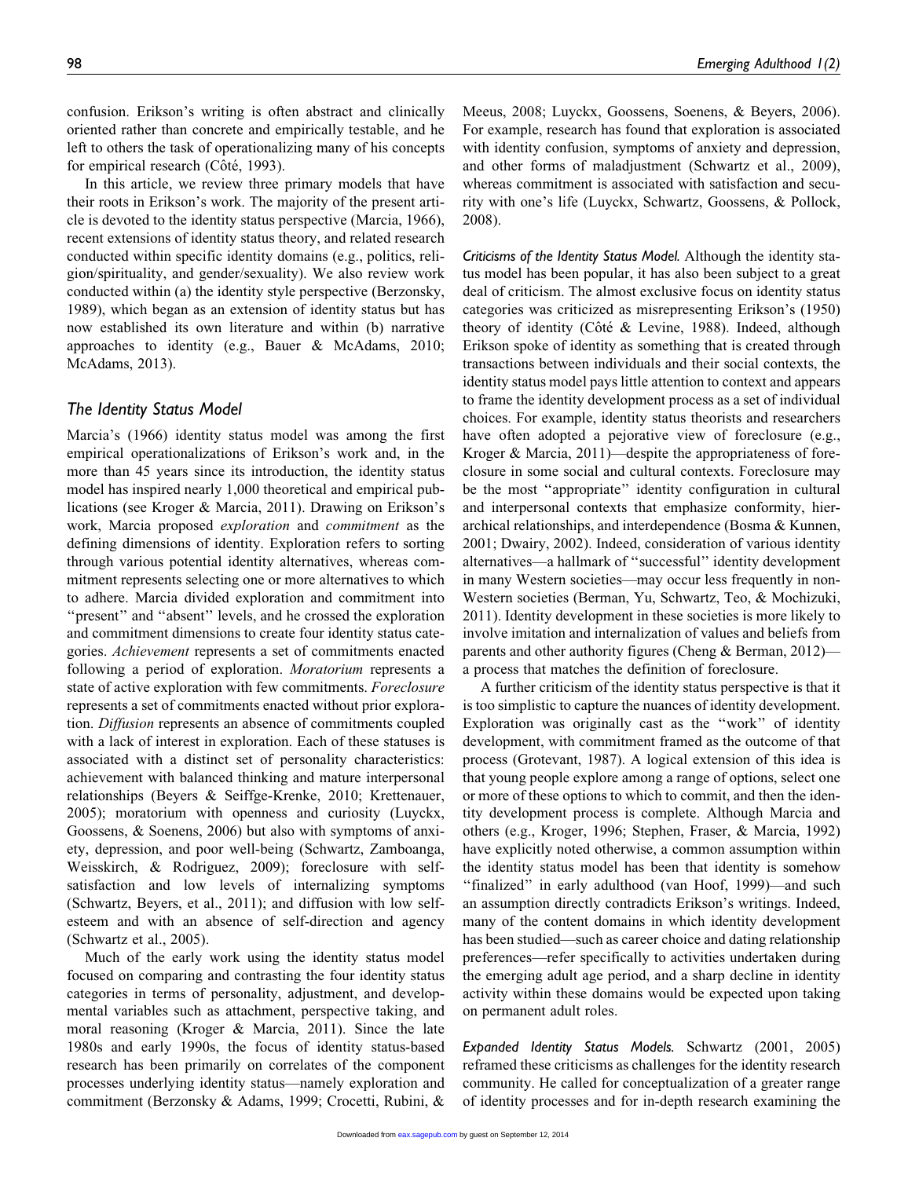confusion. Erikson's writing is often abstract and clinically oriented rather than concrete and empirically testable, and he left to others the task of operationalizing many of his concepts for empirical research (Côté, 1993).

In this article, we review three primary models that have their roots in Erikson's work. The majority of the present article is devoted to the identity status perspective (Marcia, 1966), recent extensions of identity status theory, and related research conducted within specific identity domains (e.g., politics, religion/spirituality, and gender/sexuality). We also review work conducted within (a) the identity style perspective (Berzonsky, 1989), which began as an extension of identity status but has now established its own literature and within (b) narrative approaches to identity (e.g., Bauer & McAdams, 2010; McAdams, 2013).

## The Identity Status Model

Marcia's (1966) identity status model was among the first empirical operationalizations of Erikson's work and, in the more than 45 years since its introduction, the identity status model has inspired nearly 1,000 theoretical and empirical publications (see Kroger & Marcia, 2011). Drawing on Erikson's work, Marcia proposed *exploration* and *commitment* as the defining dimensions of identity. Exploration refers to sorting through various potential identity alternatives, whereas commitment represents selecting one or more alternatives to which to adhere. Marcia divided exploration and commitment into "present" and "absent" levels, and he crossed the exploration and commitment dimensions to create four identity status categories. *Achievement* represents a set of commitments enacted following a period of exploration. *Moratorium* represents a state of active exploration with few commitments. *Foreclosure* represents a set of commitments enacted without prior exploration. *Diffusion* represents an absence of commitments coupled with a lack of interest in exploration. Each of these statuses is associated with a distinct set of personality characteristics: achievement with balanced thinking and mature interpersonal relationships (Beyers & Seiffge-Krenke, 2010; Krettenauer, 2005); moratorium with openness and curiosity (Luyckx, Goossens, & Soenens, 2006) but also with symptoms of anxiety, depression, and poor well-being (Schwartz, Zamboanga, Weisskirch, & Rodriguez, 2009); foreclosure with self-satisfaction and low levels of internalizing symptoms (Schwartz, Beyers, et al., 2011); and diffusion with low self-esteem and with an absence of self-direction and agency (Schwartz et al., 2005).

Much of the early work using the identity status model focused on comparing and contrasting the four identity status categories in terms of personality, adjustment, and developmental variables such as attachment, perspective taking, and moral reasoning (Kroger & Marcia, 2011). Since the late 1980s and early 1990s, the focus of identity status-based research has been primarily on correlates of the component processes underlying identity status—namely exploration and commitment (Berzonsky & Adams, 1999; Crocetti, Rubini, & Meeus, 2008; Luyckx, Goossens, Soenens, & Beyers, 2006). For example, research has found that exploration is associated with identity confusion, symptoms of anxiety and depression, and other forms of maladjustment (Schwartz et al., 2009), whereas commitment is associated with satisfaction and security with one's life (Luyckx, Schwartz, Goossens, & Pollock, 2008).

*Criticisms of the Identity Status Model.* Although the identity status model has been popular, it has also been subject to a great deal of criticism. The almost exclusive focus on identity status categories was criticized as misrepresenting Erikson's (1950) theory of identity (Côté & Levine, 1988). Indeed, although Erikson spoke of identity as something that is created through transactions between individuals and their social contexts, the identity status model pays little attention to context and appears to frame the identity development process as a set of individual choices. For example, identity status theorists and researchers have often adopted a pejorative view of foreclosure (e.g., Kroger & Marcia, 2011)—despite the appropriateness of foreclosure in some social and cultural contexts. Foreclosure may be the most "appropriate" identity configuration in cultural and interpersonal contexts that emphasize conformity, hierarchical relationships, and interdependence (Bosma & Kunnen, 2001; Dwairy, 2002). Indeed, consideration of various identity alternatives—a hallmark of "successful" identity development in many Western societies—may occur less frequently in non-Western societies (Berman, Yu, Schwartz, Teo, & Mochizuki, 2011). Identity development in these societies is more likely to involve imitation and internalization of values and beliefs from parents and other authority figures (Cheng & Berman, 2012)—a process that matches the definition of foreclosure.

A further criticism of the identity status perspective is that it is too simplistic to capture the nuances of identity development. Exploration was originally cast as the "work" of identity development, with commitment framed as the outcome of that process (Grotevant, 1987). A logical extension of this idea is that young people explore among a range of options, select one or more of these options to which to commit, and then the identity development process is complete. Although Marcia and others (e.g., Kroger, 1996; Stephen, Fraser, & Marcia, 1992) have explicitly noted otherwise, a common assumption within the identity status model has been that identity is somehow "finalized" in early adulthood (van Hoof, 1999)—and such an assumption directly contradicts Erikson's writings. Indeed, many of the content domains in which identity development has been studied—such as career choice and dating relationship preferences—refer specifically to activities undertaken during the emerging adult age period, and a sharp decline in identity activity within these domains would be expected upon taking on permanent adult roles.

*Expanded Identity Status Models.* Schwartz (2001, 2005) reframed these criticisms as challenges for the identity research community. He called for conceptualization of a greater range of identity processes and for in-depth research examining the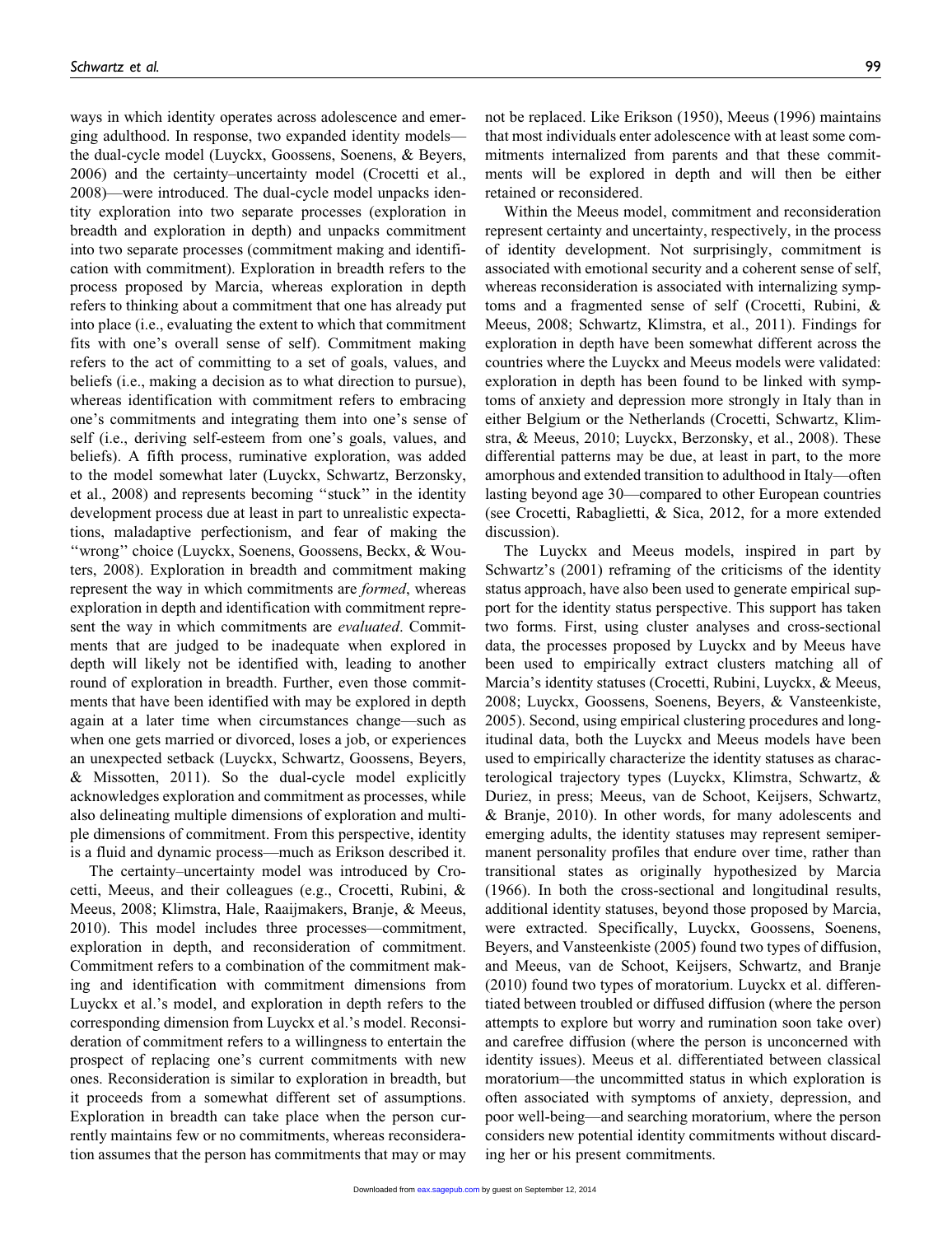ways in which identity operates across adolescence and emerging adulthood. In response, two expanded identity models—the dual-cycle model (Luyckx, Goossens, Soenens, & Beyers, 2006) and the certainty–uncertainty model (Crocetti et al., 2008)—were introduced. The dual-cycle model unpacks identity exploration into two separate processes (exploration in breadth and exploration in depth) and unpacks commitment into two separate processes (commitment making and identification with commitment). Exploration in breadth refers to the process proposed by Marcia, whereas exploration in depth refers to thinking about a commitment that one has already put into place (i.e., evaluating the extent to which that commitment fits with one's overall sense of self). Commitment making refers to the act of committing to a set of goals, values, and beliefs (i.e., making a decision as to what direction to pursue), whereas identification with commitment refers to embracing one's commitments and integrating them into one's sense of self (i.e., deriving self-esteem from one's goals, values, and beliefs). A fifth process, ruminative exploration, was added to the model somewhat later (Luyckx, Schwartz, Berzonsky, et al., 2008) and represents becoming "stuck" in the identity development process due at least in part to unrealistic expectations, maladaptive perfectionism, and fear of making the "wrong" choice (Luyckx, Soenens, Goossens, Beckx, & Wouters, 2008). Exploration in breadth and commitment making represent the way in which commitments are *formed*, whereas exploration in depth and identification with commitment represent the way in which commitments are *evaluated*. Commitments that are judged to be inadequate when explored in depth will likely not be identified with, leading to another round of exploration in breadth. Further, even those commitments that have been identified with may be explored in depth again at a later time when circumstances change—such as when one gets married or divorced, loses a job, or experiences an unexpected setback (Luyckx, Schwartz, Goossens, Beyers, & Missotten, 2011). So the dual-cycle model explicitly acknowledges exploration and commitment as processes, while also delineating multiple dimensions of exploration and multiple dimensions of commitment. From this perspective, identity is a fluid and dynamic process—much as Erikson described it.

The certainty–uncertainty model was introduced by Crocetti, Meeus, and their colleagues (e.g., Crocetti, Rubini, & Meeus, 2008; Klimstra, Hale, Raaijmakers, Branje, & Meeus, 2010). This model includes three processes—commitment, exploration in depth, and reconsideration of commitment. Commitment refers to a combination of the commitment making and identification with commitment dimensions from Luyckx et al.'s model, and exploration in depth refers to the corresponding dimension from Luyckx et al.'s model. Reconsideration of commitment refers to a willingness to entertain the prospect of replacing one's current commitments with new ones. Reconsideration is similar to exploration in breadth, but it proceeds from a somewhat different set of assumptions. Exploration in breadth can take place when the person currently maintains few or no commitments, whereas reconsideration assumes that the person has commitments that may or may not be replaced. Like Erikson (1950), Meeus (1996) maintains that most individuals enter adolescence with at least some commitments internalized from parents and that these commitments will be explored in depth and will then be either retained or reconsidered.

Within the Meeus model, commitment and reconsideration represent certainty and uncertainty, respectively, in the process of identity development. Not surprisingly, commitment is associated with emotional security and a coherent sense of self, whereas reconsideration is associated with internalizing symptoms and a fragmented sense of self (Crocetti, Rubini, & Meeus, 2008; Schwartz, Klimstra, et al., 2011). Findings for exploration in depth have been somewhat different across the countries where the Luyckx and Meeus models were validated: exploration in depth has been found to be linked with symptoms of anxiety and depression more strongly in Italy than in either Belgium or the Netherlands (Crocetti, Schwartz, Klimstra, & Meeus, 2010; Luyckx, Berzonsky, et al., 2008). These differential patterns may be due, at least in part, to the more amorphous and extended transition to adulthood in Italy—often lasting beyond age 30—compared to other European countries (see Crocetti, Rabaglietti, & Sica, 2012, for a more extended discussion).

The Luyckx and Meeus models, inspired in part by Schwartz's (2001) reframing of the criticisms of the identity status approach, have also been used to generate empirical support for the identity status perspective. This support has taken two forms. First, using cluster analyses and cross-sectional data, the processes proposed by Luyckx and by Meeus have been used to empirically extract clusters matching all of Marcia's identity statuses (Crocetti, Rubini, Luyckx, & Meeus, 2008; Luyckx, Goossens, Soenens, Beyers, & Vansteenkiste, 2005). Second, using empirical clustering procedures and longitudinal data, both the Luyckx and Meeus models have been used to empirically characterize the identity statuses as characterological trajectory types (Luyckx, Klimstra, Schwartz, & Duriez, in press; Meeus, van de Schoot, Keijsers, Schwartz, & Branje, 2010). In other words, for many adolescents and emerging adults, the identity statuses may represent semipermanent personality profiles that endure over time, rather than transitional states as originally hypothesized by Marcia (1966). In both the cross-sectional and longitudinal results, additional identity statuses, beyond those proposed by Marcia, were extracted. Specifically, Luyckx, Goossens, Soenens, Beyers, and Vansteenkiste (2005) found two types of diffusion, and Meeus, van de Schoot, Keijsers, Schwartz, and Branje (2010) found two types of moratorium. Luyckx et al. differentiated between troubled or diffused diffusion (where the person attempts to explore but worry and rumination soon take over) and carefree diffusion (where the person is unconcerned with identity issues). Meeus et al. differentiated between classical moratorium—the uncommitted status in which exploration is often associated with symptoms of anxiety, depression, and poor well-being—and searching moratorium, where the person considers new potential identity commitments without discarding her or his present commitments.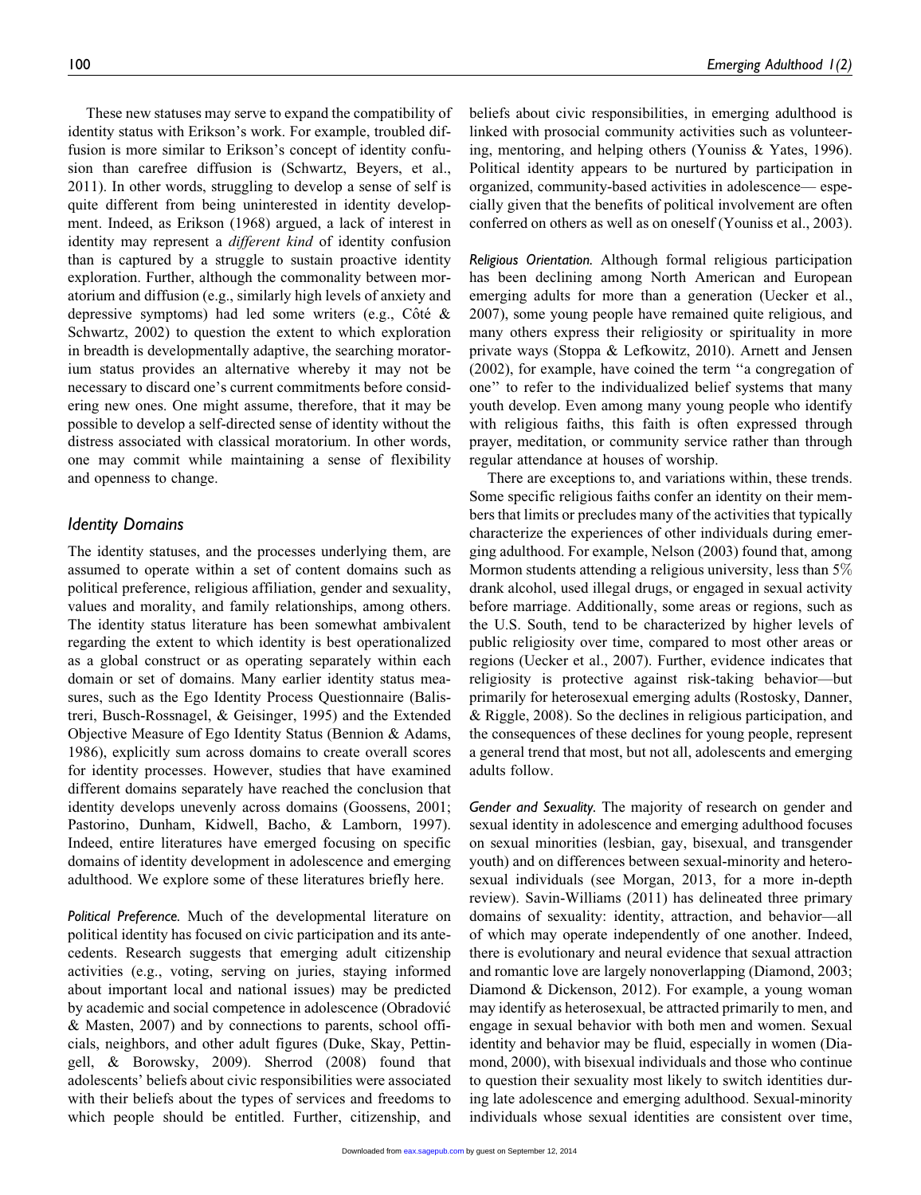These new statuses may serve to expand the compatibility of identity status with Erikson's work. For example, troubled diffusion is more similar to Erikson's concept of identity confusion than carefree diffusion is (Schwartz, Beyers, et al., 2011). In other words, struggling to develop a sense of self is quite different from being uninterested in identity development. Indeed, as Erikson (1968) argued, a lack of interest in identity may represent a *different kind* of identity confusion than is captured by a struggle to sustain proactive identity exploration. Further, although the commonality between moratorium and diffusion (e.g., similarly high levels of anxiety and depressive symptoms) had led some writers (e.g., Côté & Schwartz, 2002) to question the extent to which exploration in breadth is developmentally adaptive, the searching moratorium status provides an alternative whereby it may not be necessary to discard one's current commitments before considering new ones. One might assume, therefore, that it may be possible to develop a self-directed sense of identity without the distress associated with classical moratorium. In other words, one may commit while maintaining a sense of flexibility and openness to change.

## Identity Domains

The identity statuses, and the processes underlying them, are assumed to operate within a set of content domains such as political preference, religious affiliation, gender and sexuality, values and morality, and family relationships, among others. The identity status literature has been somewhat ambivalent regarding the extent to which identity is best operationalized as a global construct or as operating separately within each domain or set of domains. Many earlier identity status measures, such as the Ego Identity Process Questionnaire (Balistreri, Busch-Rossnagel, & Geisinger, 1995) and the Extended Objective Measure of Ego Identity Status (Bennion & Adams, 1986), explicitly sum across domains to create overall scores for identity processes. However, studies that have examined different domains separately have reached the conclusion that identity develops unevenly across domains (Goossens, 2001; Pastorino, Dunham, Kidwell, Bacho, & Lamborn, 1997). Indeed, entire literatures have emerged focusing on specific domains of identity development in adolescence and emerging adulthood. We explore some of these literatures briefly here.

*Political Preference.* Much of the developmental literature on political identity has focused on civic participation and its antecedents. Research suggests that emerging adult citizenship activities (e.g., voting, serving on juries, staying informed about important local and national issues) may be predicted by academic and social competence in adolescence (Obradović & Masten, 2007) and by connections to parents, school officials, neighbors, and other adult figures (Duke, Skay, Pettingell, & Borowsky, 2009). Sherrod (2008) found that adolescents' beliefs about civic responsibilities were associated with their beliefs about the types of services and freedoms to which people should be entitled. Further, citizenship, and beliefs about civic responsibilities, in emerging adulthood is linked with prosocial community activities such as volunteering, mentoring, and helping others (Youniss & Yates, 1996). Political identity appears to be nurtured by participation in organized, community-based activities in adolescence— especially given that the benefits of political involvement are often conferred on others as well as on oneself (Youniss et al., 2003).

*Religious Orientation.* Although formal religious participation has been declining among North American and European emerging adults for more than a generation (Uecker et al., 2007), some young people have remained quite religious, and many others express their religiosity or spirituality in more private ways (Stoppa & Lefkowitz, 2010). Arnett and Jensen (2002), for example, have coined the term "a congregation of one" to refer to the individualized belief systems that many youth develop. Even among many young people who identify with religious faiths, this faith is often expressed through prayer, meditation, or community service rather than through regular attendance at houses of worship.

There are exceptions to, and variations within, these trends. Some specific religious faiths confer an identity on their members that limits or precludes many of the activities that typically characterize the experiences of other individuals during emerging adulthood. For example, Nelson (2003) found that, among Mormon students attending a religious university, less than 5% drank alcohol, used illegal drugs, or engaged in sexual activity before marriage. Additionally, some areas or regions, such as the U.S. South, tend to be characterized by higher levels of public religiosity over time, compared to most other areas or regions (Uecker et al., 2007). Further, evidence indicates that religiosity is protective against risk-taking behavior—but primarily for heterosexual emerging adults (Rostosky, Danner, & Riggle, 2008). So the declines in religious participation, and the consequences of these declines for young people, represent a general trend that most, but not all, adolescents and emerging adults follow.

*Gender and Sexuality.* The majority of research on gender and sexual identity in adolescence and emerging adulthood focuses on sexual minorities (lesbian, gay, bisexual, and transgender youth) and on differences between sexual-minority and heterosexual individuals (see Morgan, 2013, for a more in-depth review). Savin-Williams (2011) has delineated three primary domains of sexuality: identity, attraction, and behavior—all of which may operate independently of one another. Indeed, there is evolutionary and neural evidence that sexual attraction and romantic love are largely nonoverlapping (Diamond, 2003; Diamond & Dickenson, 2012). For example, a young woman may identify as heterosexual, be attracted primarily to men, and engage in sexual behavior with both men and women. Sexual identity and behavior may be fluid, especially in women (Diamond, 2000), with bisexual individuals and those who continue to question their sexuality most likely to switch identities during late adolescence and emerging adulthood. Sexual-minority individuals whose sexual identities are consistent over time,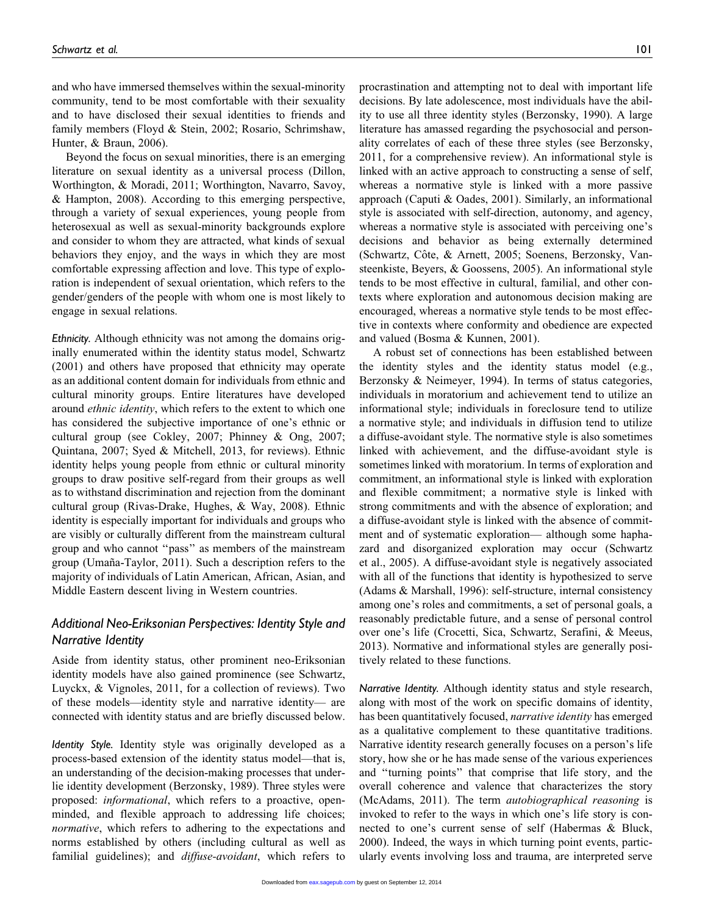and who have immersed themselves within the sexual-minority community, tend to be most comfortable with their sexuality and to have disclosed their sexual identities to friends and family members (Floyd & Stein, 2002; Rosario, Schrimshaw, Hunter, & Braun, 2006).

Beyond the focus on sexual minorities, there is an emerging literature on sexual identity as a universal process (Dillon, Worthington, & Moradi, 2011; Worthington, Navarro, Savoy, & Hampton, 2008). According to this emerging perspective, through a variety of sexual experiences, young people from heterosexual as well as sexual-minority backgrounds explore and consider to whom they are attracted, what kinds of sexual behaviors they enjoy, and the ways in which they are most comfortable expressing affection and love. This type of exploration is independent of sexual orientation, which refers to the gender/genders of the people with whom one is most likely to engage in sexual relations.

*Ethnicity.* Although ethnicity was not among the domains originally enumerated within the identity status model, Schwartz (2001) and others have proposed that ethnicity may operate as an additional content domain for individuals from ethnic and cultural minority groups. Entire literatures have developed around *ethnic identity*, which refers to the extent to which one has considered the subjective importance of one's ethnic or cultural group (see Cokley, 2007; Phinney & Ong, 2007; Quintana, 2007; Syed & Mitchell, 2013, for reviews). Ethnic identity helps young people from ethnic or cultural minority groups to draw positive self-regard from their groups as well as to withstand discrimination and rejection from the dominant cultural group (Rivas-Drake, Hughes, & Way, 2008). Ethnic identity is especially important for individuals and groups who are visibly or culturally different from the mainstream cultural group and who cannot ''pass'' as members of the mainstream group (Umaña-Taylor, 2011). Such a description refers to the majority of individuals of Latin American, African, Asian, and Middle Eastern descent living in Western countries.

## Additional Neo-Eriksonian Perspectives: Identity Style and Narrative Identity

Aside from identity status, other prominent neo-Eriksonian identity models have also gained prominence (see Schwartz, Luyckx, & Vignoles, 2011, for a collection of reviews). Two of these models—identity style and narrative identity— are connected with identity status and are briefly discussed below.

*Identity Style.* Identity style was originally developed as a process-based extension of the identity status model—that is, an understanding of the decision-making processes that underlie identity development (Berzonsky, 1989). Three styles were proposed: *informational*, which refers to a proactive, open-minded, and flexible approach to addressing life choices; *normative*, which refers to adhering to the expectations and norms established by others (including cultural as well as familial guidelines); and *diffuse-avoidant*, which refers to procrastination and attempting not to deal with important life decisions. By late adolescence, most individuals have the ability to use all three identity styles (Berzonsky, 1990). A large literature has amassed regarding the psychosocial and personality correlates of each of these three styles (see Berzonsky, 2011, for a comprehensive review). An informational style is linked with an active approach to constructing a sense of self, whereas a normative style is linked with a more passive approach (Caputi & Oades, 2001). Similarly, an informational style is associated with self-direction, autonomy, and agency, whereas a normative style is associated with perceiving one's decisions and behavior as being externally determined (Schwartz, Côte, & Arnett, 2005; Soenens, Berzonsky, Vansteenkiste, Beyers, & Goossens, 2005). An informational style tends to be most effective in cultural, familial, and other contexts where exploration and autonomous decision making are encouraged, whereas a normative style tends to be most effective in contexts where conformity and obedience are expected and valued (Bosma & Kunnen, 2001).

A robust set of connections has been established between the identity styles and the identity status model (e.g., Berzonsky & Neimeyer, 1994). In terms of status categories, individuals in moratorium and achievement tend to utilize an informational style; individuals in foreclosure tend to utilize a normative style; and individuals in diffusion tend to utilize a diffuse-avoidant style. The normative style is also sometimes linked with achievement, and the diffuse-avoidant style is sometimes linked with moratorium. In terms of exploration and commitment, an informational style is linked with exploration and flexible commitment; a normative style is linked with strong commitments and with the absence of exploration; and a diffuse-avoidant style is linked with the absence of commitment and of systematic exploration— although some haphazard and disorganized exploration may occur (Schwartz et al., 2005). A diffuse-avoidant style is negatively associated with all of the functions that identity is hypothesized to serve (Adams & Marshall, 1996): self-structure, internal consistency among one's roles and commitments, a set of personal goals, a reasonably predictable future, and a sense of personal control over one's life (Crocetti, Sica, Schwartz, Serafini, & Meeus, 2013). Normative and informational styles are generally positively related to these functions.

*Narrative Identity.* Although identity status and style research, along with most of the work on specific domains of identity, has been quantitatively focused, *narrative identity* has emerged as a qualitative complement to these quantitative traditions. Narrative identity research generally focuses on a person's life story, how she or he has made sense of the various experiences and ''turning points'' that comprise that life story, and the overall coherence and valence that characterizes the story (McAdams, 2011). The term *autobiographical reasoning* is invoked to refer to the ways in which one's life story is connected to one's current sense of self (Habermas & Bluck, 2000). Indeed, the ways in which turning point events, particularly events involving loss and trauma, are interpreted serve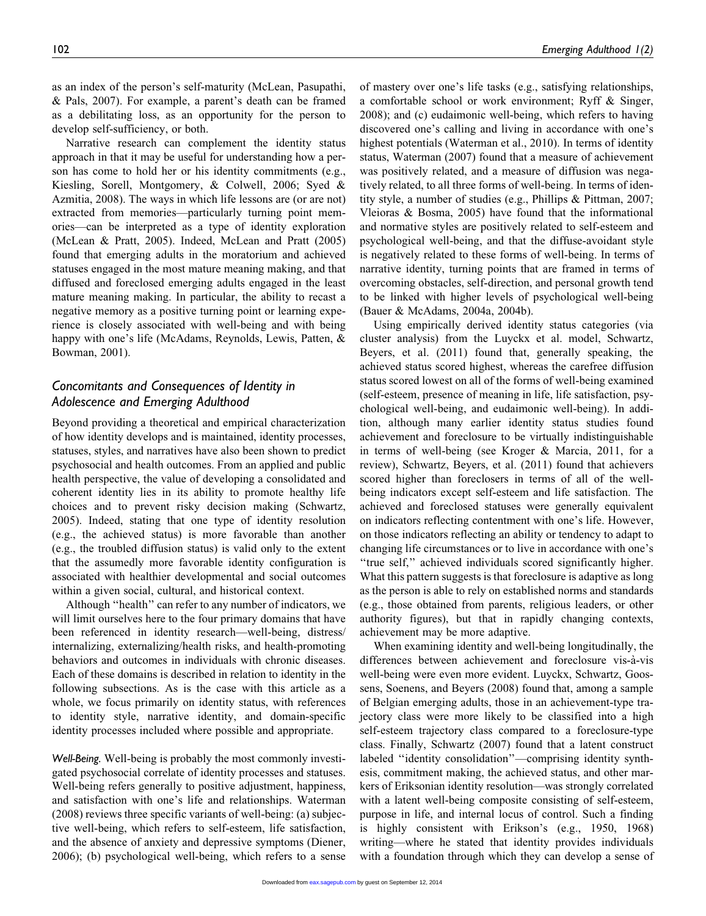as an index of the person's self-maturity (McLean, Pasupathi, & Pals, 2007). For example, a parent's death can be framed as a debilitating loss, as an opportunity for the person to develop self-sufficiency, or both.

Narrative research can complement the identity status approach in that it may be useful for understanding how a person has come to hold her or his identity commitments (e.g., Kiesling, Sorell, Montgomery, & Colwell, 2006; Syed & Azmitia, 2008). The ways in which life lessons are (or are not) extracted from memories—particularly turning point memories—can be interpreted as a type of identity exploration (McLean & Pratt, 2005). Indeed, McLean and Pratt (2005) found that emerging adults in the moratorium and achieved statuses engaged in the most mature meaning making, and that diffused and foreclosed emerging adults engaged in the least mature meaning making. In particular, the ability to recast a negative memory as a positive turning point or learning experience is closely associated with well-being and with being happy with one's life (McAdams, Reynolds, Lewis, Patten, & Bowman, 2001).

## *Concomitants and Consequences of Identity in Adolescence and Emerging Adulthood*

Beyond providing a theoretical and empirical characterization of how identity develops and is maintained, identity processes, statuses, styles, and narratives have also been shown to predict psychosocial and health outcomes. From an applied and public health perspective, the value of developing a consolidated and coherent identity lies in its ability to promote healthy life choices and to prevent risky decision making (Schwartz, 2005). Indeed, stating that one type of identity resolution (e.g., the achieved status) is more favorable than another (e.g., the troubled diffusion status) is valid only to the extent that the assumedly more favorable identity configuration is associated with healthier developmental and social outcomes within a given social, cultural, and historical context.

Although "health" can refer to any number of indicators, we will limit ourselves here to the four primary domains that have been referenced in identity research—well-being, distress/internalizing, externalizing/health risks, and health-promoting behaviors and outcomes in individuals with chronic diseases. Each of these domains is described in relation to identity in the following subsections. As is the case with this article as a whole, we focus primarily on identity status, with references to identity style, narrative identity, and domain-specific identity processes included where possible and appropriate.

*Well-Being.* Well-being is probably the most commonly investigated psychosocial correlate of identity processes and statuses. Well-being refers generally to positive adjustment, happiness, and satisfaction with one's life and relationships. Waterman (2008) reviews three specific variants of well-being: (a) subjective well-being, which refers to self-esteem, life satisfaction, and the absence of anxiety and depressive symptoms (Diener, 2006); (b) psychological well-being, which refers to a sense of mastery over one's life tasks (e.g., satisfying relationships, a comfortable school or work environment; Ryff & Singer, 2008); and (c) eudaimonic well-being, which refers to having discovered one's calling and living in accordance with one's highest potentials (Waterman et al., 2010). In terms of identity status, Waterman (2007) found that a measure of achievement was positively related, and a measure of diffusion was negatively related, to all three forms of well-being. In terms of identity style, a number of studies (e.g., Phillips & Pittman, 2007; Vleioras & Bosma, 2005) have found that the informational and normative styles are positively related to self-esteem and psychological well-being, and that the diffuse-avoidant style is negatively related to these forms of well-being. In terms of narrative identity, turning points that are framed in terms of overcoming obstacles, self-direction, and personal growth tend to be linked with higher levels of psychological well-being (Bauer & McAdams, 2004a, 2004b).

Using empirically derived identity status categories (via cluster analysis) from the Luyckx et al. model, Schwartz, Beyers, et al. (2011) found that, generally speaking, the achieved status scored highest, whereas the carefree diffusion status scored lowest on all of the forms of well-being examined (self-esteem, presence of meaning in life, life satisfaction, psychological well-being, and eudaimonic well-being). In addition, although many earlier identity status studies found achievement and foreclosure to be virtually indistinguishable in terms of well-being (see Kroger & Marcia, 2011, for a review), Schwartz, Beyers, et al. (2011) found that achievers scored higher than foreclosers in terms of all of the well-being indicators except self-esteem and life satisfaction. The achieved and foreclosed statuses were generally equivalent on indicators reflecting contentment with one's life. However, on those indicators reflecting an ability or tendency to adapt to changing life circumstances or to live in accordance with one's "true self," achieved individuals scored significantly higher. What this pattern suggests is that foreclosure is adaptive as long as the person is able to rely on established norms and standards (e.g., those obtained from parents, religious leaders, or other authority figures), but that in rapidly changing contexts, achievement may be more adaptive.

When examining identity and well-being longitudinally, the differences between achievement and foreclosure vis-à-vis well-being were even more evident. Luyckx, Schwartz, Goossens, Soenens, and Beyers (2008) found that, among a sample of Belgian emerging adults, those in an achievement-type trajectory class were more likely to be classified into a high self-esteem trajectory class compared to a foreclosure-type class. Finally, Schwartz (2007) found that a latent construct labeled "identity consolidation"—comprising identity synthesis, commitment making, the achieved status, and other markers of Eriksonian identity resolution—was strongly correlated with a latent well-being composite consisting of self-esteem, purpose in life, and internal locus of control. Such a finding is highly consistent with Erikson's (e.g., 1950, 1968) writing—where he stated that identity provides individuals with a foundation through which they can develop a sense of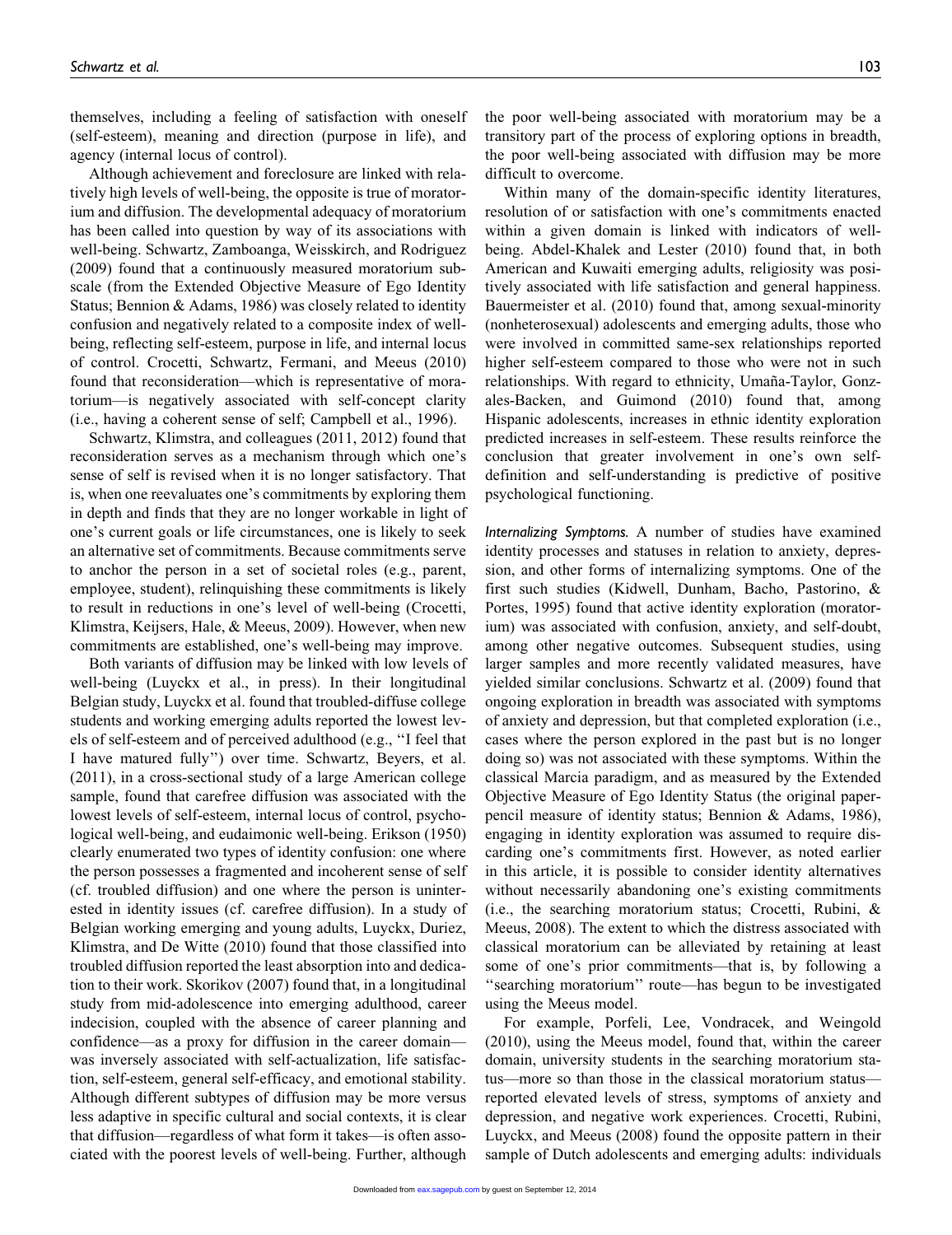themselves, including a feeling of satisfaction with oneself (self-esteem), meaning and direction (purpose in life), and agency (internal locus of control).

Although achievement and foreclosure are linked with relatively high levels of well-being, the opposite is true of moratorium and diffusion. The developmental adequacy of moratorium has been called into question by way of its associations with well-being. Schwartz, Zamboanga, Weisskirch, and Rodriguez (2009) found that a continuously measured moratorium subscale (from the Extended Objective Measure of Ego Identity Status; Bennion & Adams, 1986) was closely related to identity confusion and negatively related to a composite index of well-being, reflecting self-esteem, purpose in life, and internal locus of control. Crocetti, Schwartz, Fermani, and Meeus (2010) found that reconsideration—which is representative of moratorium—is negatively associated with self-concept clarity (i.e., having a coherent sense of self; Campbell et al., 1996).

Schwartz, Klimstra, and colleagues (2011, 2012) found that reconsideration serves as a mechanism through which one's sense of self is revised when it is no longer satisfactory. That is, when one reevaluates one's commitments by exploring them in depth and finds that they are no longer workable in light of one's current goals or life circumstances, one is likely to seek an alternative set of commitments. Because commitments serve to anchor the person in a set of societal roles (e.g., parent, employee, student), relinquishing these commitments is likely to result in reductions in one's level of well-being (Crocetti, Klimstra, Keijsers, Hale, & Meeus, 2009). However, when new commitments are established, one's well-being may improve.

Both variants of diffusion may be linked with low levels of well-being (Luyckx et al., in press). In their longitudinal Belgian study, Luyckx et al. found that troubled-diffuse college students and working emerging adults reported the lowest levels of self-esteem and of perceived adulthood (e.g., "I feel that I have matured fully") over time. Schwartz, Beyers, et al. (2011), in a cross-sectional study of a large American college sample, found that carefree diffusion was associated with the lowest levels of self-esteem, internal locus of control, psychological well-being, and eudaimonic well-being. Erikson (1950) clearly enumerated two types of identity confusion: one where the person possesses a fragmented and incoherent sense of self (cf. troubled diffusion) and one where the person is uninterested in identity issues (cf. carefree diffusion). In a study of Belgian working emerging and young adults, Luyckx, Duriez, Klimstra, and De Witte (2010) found that those classified into troubled diffusion reported the least absorption into and dedication to their work. Skorikov (2007) found that, in a longitudinal study from mid-adolescence into emerging adulthood, career indecision, coupled with the absence of career planning and confidence—as a proxy for diffusion in the career domain—was inversely associated with self-actualization, life satisfaction, self-esteem, general self-efficacy, and emotional stability. Although different subtypes of diffusion may be more versus less adaptive in specific cultural and social contexts, it is clear that diffusion—regardless of what form it takes—is often associated with the poorest levels of well-being. Further, although the poor well-being associated with moratorium may be a transitory part of the process of exploring options in breadth, the poor well-being associated with diffusion may be more difficult to overcome.

Within many of the domain-specific identity literatures, resolution of or satisfaction with one's commitments enacted within a given domain is linked with indicators of well-being. Abdel-Khalek and Lester (2010) found that, in both American and Kuwaiti emerging adults, religiosity was positively associated with life satisfaction and general happiness. Bauermeister et al. (2010) found that, among sexual-minority (nonheterosexual) adolescents and emerging adults, those who were involved in committed same-sex relationships reported higher self-esteem compared to those who were not in such relationships. With regard to ethnicity, Umaña-Taylor, Gonzales-Backen, and Guimond (2010) found that, among Hispanic adolescents, increases in ethnic identity exploration predicted increases in self-esteem. These results reinforce the conclusion that greater involvement in one's own self-definition and self-understanding is predictive of positive psychological functioning.

*Internalizing Symptoms.* A number of studies have examined identity processes and statuses in relation to anxiety, depression, and other forms of internalizing symptoms. One of the first such studies (Kidwell, Dunham, Bacho, Pastorino, & Portes, 1995) found that active identity exploration (moratorium) was associated with confusion, anxiety, and self-doubt, among other negative outcomes. Subsequent studies, using larger samples and more recently validated measures, have yielded similar conclusions. Schwartz et al. (2009) found that ongoing exploration in breadth was associated with symptoms of anxiety and depression, but that completed exploration (i.e., cases where the person explored in the past but is no longer doing so) was not associated with these symptoms. Within the classical Marcia paradigm, and as measured by the Extended Objective Measure of Ego Identity Status (the original paper-pencil measure of identity status; Bennion & Adams, 1986), engaging in identity exploration was assumed to require discarding one's commitments first. However, as noted earlier in this article, it is possible to consider identity alternatives without necessarily abandoning one's existing commitments (i.e., the searching moratorium status; Crocetti, Rubini, & Meeus, 2008). The extent to which the distress associated with classical moratorium can be alleviated by retaining at least some of one's prior commitments—that is, by following a "searching moratorium" route—has begun to be investigated using the Meeus model.

For example, Porfeli, Lee, Vondracek, and Weingold (2010), using the Meeus model, found that, within the career domain, university students in the searching moratorium status—more so than those in the classical moratorium status—reported elevated levels of stress, symptoms of anxiety and depression, and negative work experiences. Crocetti, Rubini, Luyckx, and Meeus (2008) found the opposite pattern in their sample of Dutch adolescents and emerging adults: individuals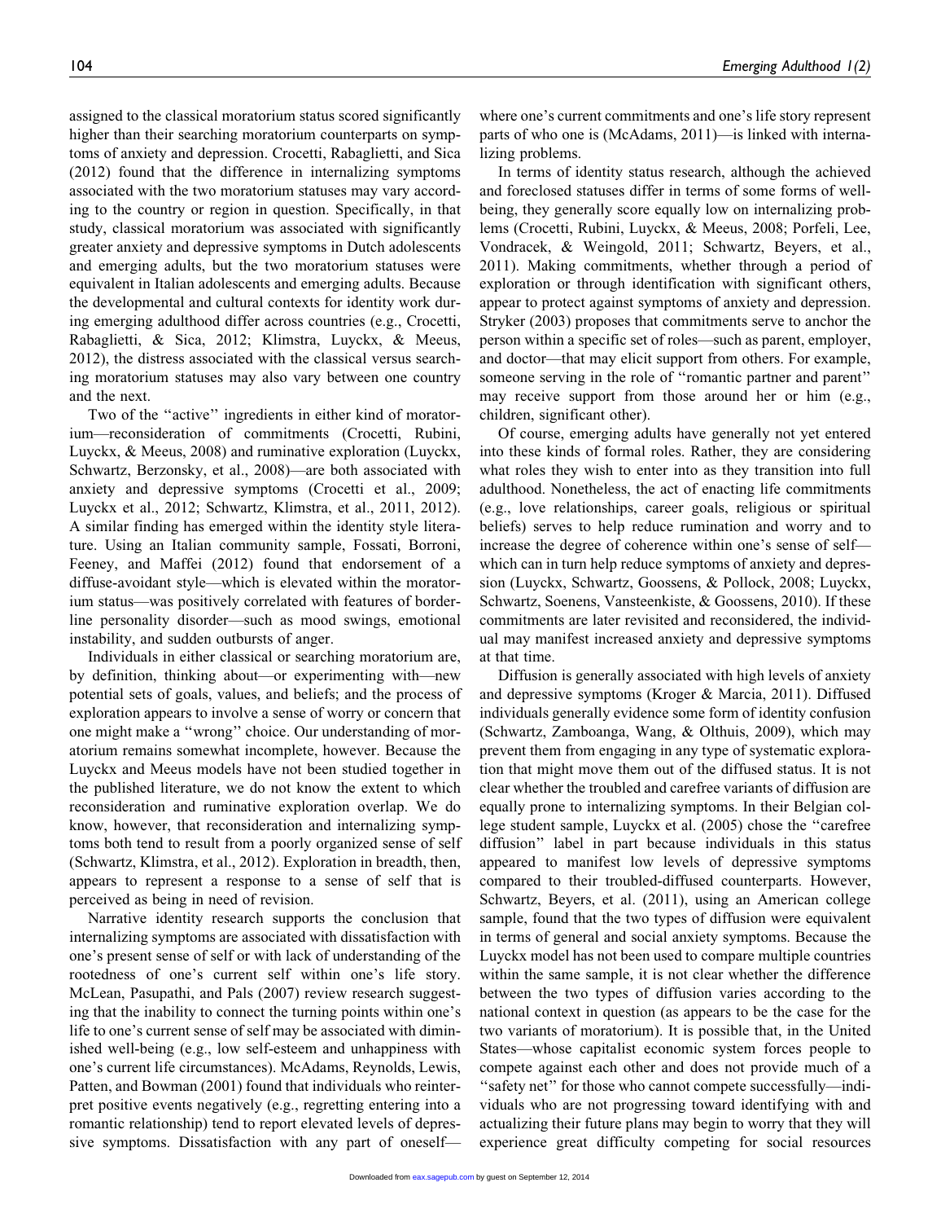assigned to the classical moratorium status scored significantly higher than their searching moratorium counterparts on symptoms of anxiety and depression. Crocetti, Rabaglietti, and Sica (2012) found that the difference in internalizing symptoms associated with the two moratorium statuses may vary according to the country or region in question. Specifically, in that study, classical moratorium was associated with significantly greater anxiety and depressive symptoms in Dutch adolescents and emerging adults, but the two moratorium statuses were equivalent in Italian adolescents and emerging adults. Because the developmental and cultural contexts for identity work during emerging adulthood differ across countries (e.g., Crocetti, Rabaglietti, & Sica, 2012; Klimstra, Luyckx, & Meeus, 2012), the distress associated with the classical versus searching moratorium statuses may also vary between one country and the next.

Two of the ''active'' ingredients in either kind of moratorium—reconsideration of commitments (Crocetti, Rubini, Luyckx, & Meeus, 2008) and ruminative exploration (Luyckx, Schwartz, Berzonsky, et al., 2008)—are both associated with anxiety and depressive symptoms (Crocetti et al., 2009; Luyckx et al., 2012; Schwartz, Klimstra, et al., 2011, 2012). A similar finding has emerged within the identity style literature. Using an Italian community sample, Fossati, Borroni, Feeney, and Maffei (2012) found that endorsement of a diffuse-avoidant style—which is elevated within the moratorium status—was positively correlated with features of borderline personality disorder—such as mood swings, emotional instability, and sudden outbursts of anger.

Individuals in either classical or searching moratorium are, by definition, thinking about—or experimenting with—new potential sets of goals, values, and beliefs; and the process of exploration appears to involve a sense of worry or concern that one might make a ''wrong'' choice. Our understanding of moratorium remains somewhat incomplete, however. Because the Luyckx and Meeus models have not been studied together in the published literature, we do not know the extent to which reconsideration and ruminative exploration overlap. We do know, however, that reconsideration and internalizing symptoms both tend to result from a poorly organized sense of self (Schwartz, Klimstra, et al., 2012). Exploration in breadth, then, appears to represent a response to a sense of self that is perceived as being in need of revision.

Narrative identity research supports the conclusion that internalizing symptoms are associated with dissatisfaction with one's present sense of self or with lack of understanding of the rootedness of one's current self within one's life story. McLean, Pasupathi, and Pals (2007) review research suggesting that the inability to connect the turning points within one's life to one's current sense of self may be associated with diminished well-being (e.g., low self-esteem and unhappiness with one's current life circumstances). McAdams, Reynolds, Lewis, Patten, and Bowman (2001) found that individuals who reinterpret positive events negatively (e.g., regretting entering into a romantic relationship) tend to report elevated levels of depressive symptoms. Dissatisfaction with any part of oneself—where one's current commitments and one's life story represent parts of who one is (McAdams, 2011)—is linked with internalizing problems.

In terms of identity status research, although the achieved and foreclosed statuses differ in terms of some forms of well-being, they generally score equally low on internalizing problems (Crocetti, Rubini, Luyckx, & Meeus, 2008; Porfeli, Lee, Vondracek, & Weingold, 2011; Schwartz, Beyers, et al., 2011). Making commitments, whether through a period of exploration or through identification with significant others, appear to protect against symptoms of anxiety and depression. Stryker (2003) proposes that commitments serve to anchor the person within a specific set of roles—such as parent, employer, and doctor—that may elicit support from others. For example, someone serving in the role of ''romantic partner and parent'' may receive support from those around her or him (e.g., children, significant other).

Of course, emerging adults have generally not yet entered into these kinds of formal roles. Rather, they are considering what roles they wish to enter into as they transition into full adulthood. Nonetheless, the act of enacting life commitments (e.g., love relationships, career goals, religious or spiritual beliefs) serves to help reduce rumination and worry and to increase the degree of coherence within one's sense of self—which can in turn help reduce symptoms of anxiety and depression (Luyckx, Schwartz, Goossens, & Pollock, 2008; Luyckx, Schwartz, Soenens, Vansteenkiste, & Goossens, 2010). If these commitments are later revisited and reconsidered, the individual may manifest increased anxiety and depressive symptoms at that time.

Diffusion is generally associated with high levels of anxiety and depressive symptoms (Kroger & Marcia, 2011). Diffused individuals generally evidence some form of identity confusion (Schwartz, Zamboanga, Wang, & Olthuis, 2009), which may prevent them from engaging in any type of systematic exploration that might move them out of the diffused status. It is not clear whether the troubled and carefree variants of diffusion are equally prone to internalizing symptoms. In their Belgian college student sample, Luyckx et al. (2005) chose the ''carefree diffusion'' label in part because individuals in this status appeared to manifest low levels of depressive symptoms compared to their troubled-diffused counterparts. However, Schwartz, Beyers, et al. (2011), using an American college sample, found that the two types of diffusion were equivalent in terms of general and social anxiety symptoms. Because the Luyckx model has not been used to compare multiple countries within the same sample, it is not clear whether the difference between the two types of diffusion varies according to the national context in question (as appears to be the case for the two variants of moratorium). It is possible that, in the United States—whose capitalist economic system forces people to compete against each other and does not provide much of a ''safety net'' for those who cannot compete successfully—individuals who are not progressing toward identifying with and actualizing their future plans may begin to worry that they will experience great difficulty competing for social resources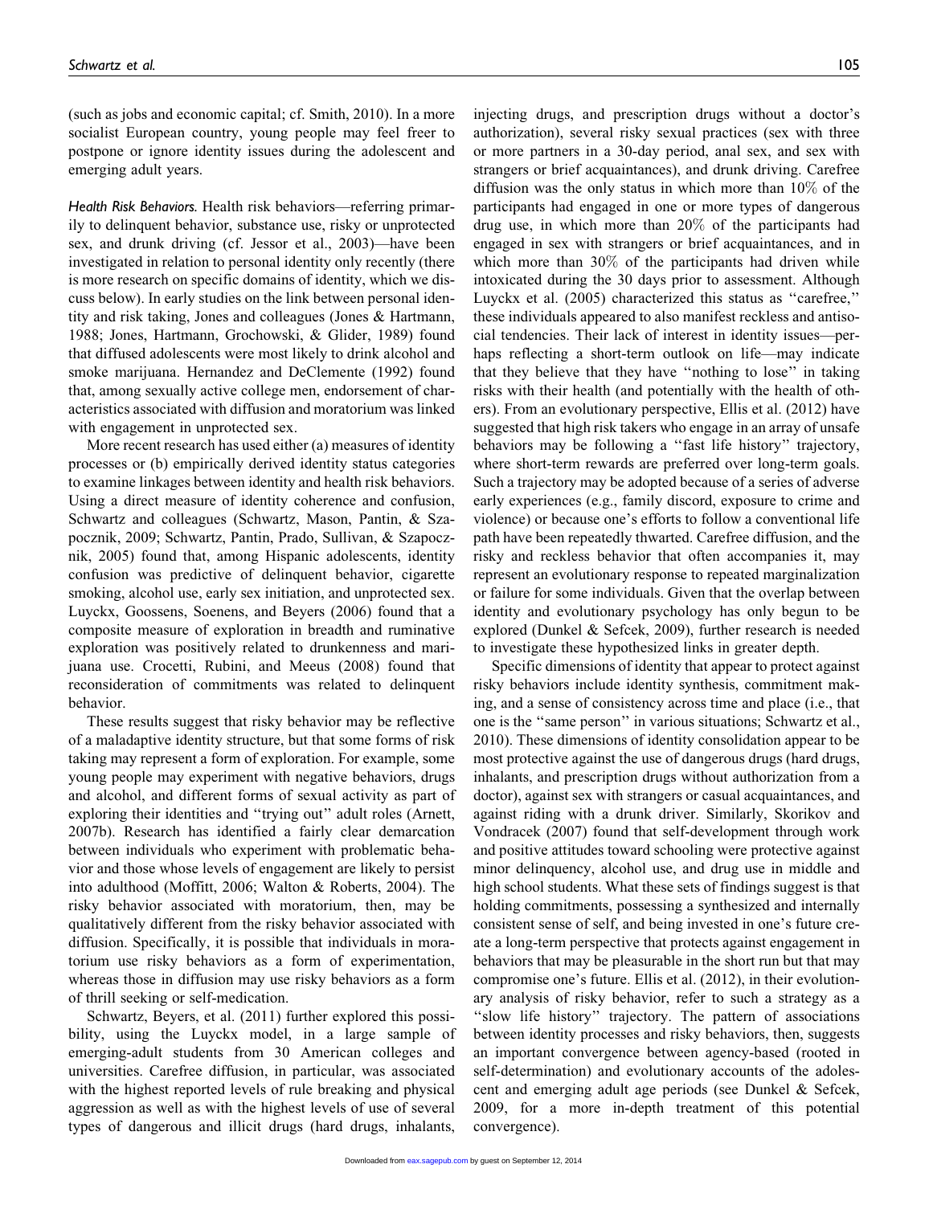(such as jobs and economic capital; cf. Smith, 2010). In a more socialist European country, young people may feel freer to postpone or ignore identity issues during the adolescent and emerging adult years.

*Health Risk Behaviors.* Health risk behaviors—referring primarily to delinquent behavior, substance use, risky or unprotected sex, and drunk driving (cf. Jessor et al., 2003)—have been investigated in relation to personal identity only recently (there is more research on specific domains of identity, which we discuss below). In early studies on the link between personal identity and risk taking, Jones and colleagues (Jones & Hartmann, 1988; Jones, Hartmann, Grochowski, & Glider, 1989) found that diffused adolescents were most likely to drink alcohol and smoke marijuana. Hernandez and DeClemente (1992) found that, among sexually active college men, endorsement of characteristics associated with diffusion and moratorium was linked with engagement in unprotected sex.

More recent research has used either (a) measures of identity processes or (b) empirically derived identity status categories to examine linkages between identity and health risk behaviors. Using a direct measure of identity coherence and confusion, Schwartz and colleagues (Schwartz, Mason, Pantin, & Szapocznik, 2009; Schwartz, Pantin, Prado, Sullivan, & Szapocznik, 2005) found that, among Hispanic adolescents, identity confusion was predictive of delinquent behavior, cigarette smoking, alcohol use, early sex initiation, and unprotected sex. Luyckx, Goossens, Soenens, and Beyers (2006) found that a composite measure of exploration in breadth and ruminative exploration was positively related to drunkenness and marijuana use. Crocetti, Rubini, and Meeus (2008) found that reconsideration of commitments was related to delinquent behavior.

These results suggest that risky behavior may be reflective of a maladaptive identity structure, but that some forms of risk taking may represent a form of exploration. For example, some young people may experiment with negative behaviors, drugs and alcohol, and different forms of sexual activity as part of exploring their identities and "trying out" adult roles (Arnett, 2007b). Research has identified a fairly clear demarcation between individuals who experiment with problematic behavior and those whose levels of engagement are likely to persist into adulthood (Moffitt, 2006; Walton & Roberts, 2004). The risky behavior associated with moratorium, then, may be qualitatively different from the risky behavior associated with diffusion. Specifically, it is possible that individuals in moratorium use risky behaviors as a form of experimentation, whereas those in diffusion may use risky behaviors as a form of thrill seeking or self-medication.

Schwartz, Beyers, et al. (2011) further explored this possibility, using the Luyckx model, in a large sample of emerging-adult students from 30 American colleges and universities. Carefree diffusion, in particular, was associated with the highest reported levels of rule breaking and physical aggression as well as with the highest levels of use of several types of dangerous and illicit drugs (hard drugs, inhalants, injecting drugs, and prescription drugs without a doctor's authorization), several risky sexual practices (sex with three or more partners in a 30-day period, anal sex, and sex with strangers or brief acquaintances), and drunk driving. Carefree diffusion was the only status in which more than 10% of the participants had engaged in one or more types of dangerous drug use, in which more than 20% of the participants had engaged in sex with strangers or brief acquaintances, and in which more than 30% of the participants had driven while intoxicated during the 30 days prior to assessment. Although Luyckx et al. (2005) characterized this status as "carefree," these individuals appeared to also manifest reckless and antisocial tendencies. Their lack of interest in identity issues—perhaps reflecting a short-term outlook on life—may indicate that they believe that they have "nothing to lose" in taking risks with their health (and potentially with the health of others). From an evolutionary perspective, Ellis et al. (2012) have suggested that high risk takers who engage in an array of unsafe behaviors may be following a "fast life history" trajectory, where short-term rewards are preferred over long-term goals. Such a trajectory may be adopted because of a series of adverse early experiences (e.g., family discord, exposure to crime and violence) or because one's efforts to follow a conventional life path have been repeatedly thwarted. Carefree diffusion, and the risky and reckless behavior that often accompanies it, may represent an evolutionary response to repeated marginalization or failure for some individuals. Given that the overlap between identity and evolutionary psychology has only begun to be explored (Dunkel & Sefcek, 2009), further research is needed to investigate these hypothesized links in greater depth.

Specific dimensions of identity that appear to protect against risky behaviors include identity synthesis, commitment making, and a sense of consistency across time and place (i.e., that one is the "same person" in various situations; Schwartz et al., 2010). These dimensions of identity consolidation appear to be most protective against the use of dangerous drugs (hard drugs, inhalants, and prescription drugs without authorization from a doctor), against sex with strangers or casual acquaintances, and against riding with a drunk driver. Similarly, Skorikov and Vondracek (2007) found that self-development through work and positive attitudes toward schooling were protective against minor delinquency, alcohol use, and drug use in middle and high school students. What these sets of findings suggest is that holding commitments, possessing a synthesized and internally consistent sense of self, and being invested in one's future create a long-term perspective that protects against engagement in behaviors that may be pleasurable in the short run but that may compromise one's future. Ellis et al. (2012), in their evolutionary analysis of risky behavior, refer to such a strategy as a "slow life history" trajectory. The pattern of associations between identity processes and risky behaviors, then, suggests an important convergence between agency-based (rooted in self-determination) and evolutionary accounts of the adolescent and emerging adult age periods (see Dunkel & Sefcek, 2009, for a more in-depth treatment of this potential convergence).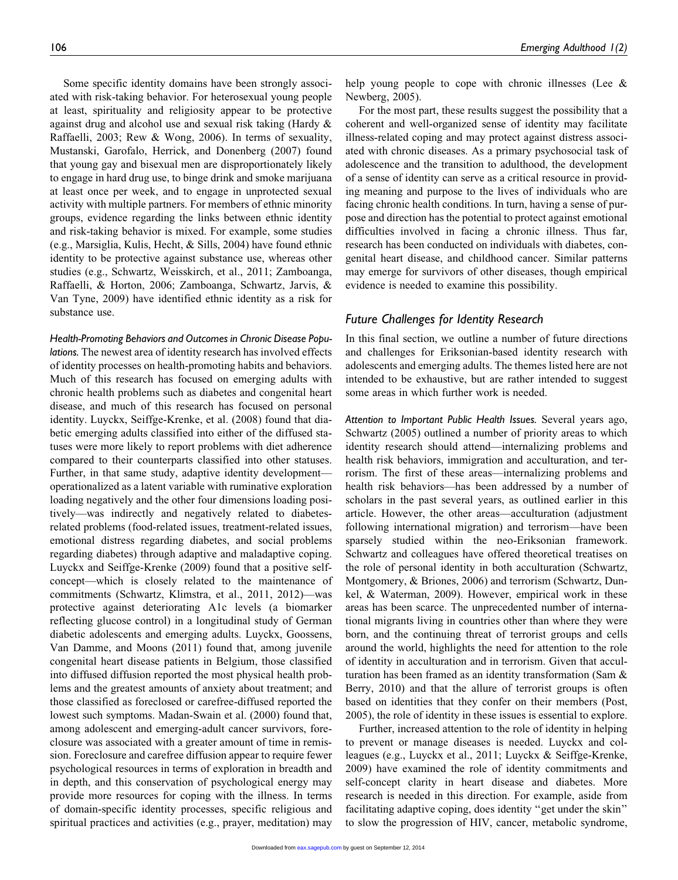Some specific identity domains have been strongly associated with risk-taking behavior. For heterosexual young people at least, spirituality and religiosity appear to be protective against drug and alcohol use and sexual risk taking (Hardy & Raffaelli, 2003; Rew & Wong, 2006). In terms of sexuality, Mustanski, Garofalo, Herrick, and Donenberg (2007) found that young gay and bisexual men are disproportionately likely to engage in hard drug use, to binge drink and smoke marijuana at least once per week, and to engage in unprotected sexual activity with multiple partners. For members of ethnic minority groups, evidence regarding the links between ethnic identity and risk-taking behavior is mixed. For example, some studies (e.g., Marsiglia, Kulis, Hecht, & Sills, 2004) have found ethnic identity to be protective against substance use, whereas other studies (e.g., Schwartz, Weisskirch, et al., 2011; Zamboanga, Raffaelli, & Horton, 2006; Zamboanga, Schwartz, Jarvis, & Van Tyne, 2009) have identified ethnic identity as a risk for substance use.

*Health-Promoting Behaviors and Outcomes in Chronic Disease Populations.* The newest area of identity research has involved effects of identity processes on health-promoting habits and behaviors. Much of this research has focused on emerging adults with chronic health problems such as diabetes and congenital heart disease, and much of this research has focused on personal identity. Luyckx, Seiffge-Krenke, et al. (2008) found that diabetic emerging adults classified into either of the diffused statuses were more likely to report problems with diet adherence compared to their counterparts classified into other statuses. Further, in that same study, adaptive identity development—operationalized as a latent variable with ruminative exploration loading negatively and the other four dimensions loading positively—was indirectly and negatively related to diabetes-related problems (food-related issues, treatment-related issues, emotional distress regarding diabetes, and social problems regarding diabetes) through adaptive and maladaptive coping. Luyckx and Seiffge-Krenke (2009) found that a positive self-concept—which is closely related to the maintenance of commitments (Schwartz, Klimstra, et al., 2011, 2012)—was protective against deteriorating A1c levels (a biomarker reflecting glucose control) in a longitudinal study of German diabetic adolescents and emerging adults. Luyckx, Goossens, Van Damme, and Moons (2011) found that, among juvenile congenital heart disease patients in Belgium, those classified into diffused diffusion reported the most physical health problems and the greatest amounts of anxiety about treatment; and those classified as foreclosed or carefree-diffused reported the lowest such symptoms. Madan-Swain et al. (2000) found that, among adolescent and emerging-adult cancer survivors, foreclosure was associated with a greater amount of time in remission. Foreclosure and carefree diffusion appear to require fewer psychological resources in terms of exploration in breadth and in depth, and this conservation of psychological energy may provide more resources for coping with the illness. In terms of domain-specific identity processes, specific religious and spiritual practices and activities (e.g., prayer, meditation) may help young people to cope with chronic illnesses (Lee & Newberg, 2005).

For the most part, these results suggest the possibility that a coherent and well-organized sense of identity may facilitate illness-related coping and may protect against distress associated with chronic diseases. As a primary psychosocial task of adolescence and the transition to adulthood, the development of a sense of identity can serve as a critical resource in providing meaning and purpose to the lives of individuals who are facing chronic health conditions. In turn, having a sense of purpose and direction has the potential to protect against emotional difficulties involved in facing a chronic illness. Thus far, research has been conducted on individuals with diabetes, congenital heart disease, and childhood cancer. Similar patterns may emerge for survivors of other diseases, though empirical evidence is needed to examine this possibility.

## Future Challenges for Identity Research

In this final section, we outline a number of future directions and challenges for Eriksonian-based identity research with adolescents and emerging adults. The themes listed here are not intended to be exhaustive, but are rather intended to suggest some areas in which further work is needed.

*Attention to Important Public Health Issues.* Several years ago, Schwartz (2005) outlined a number of priority areas to which identity research should attend—internalizing problems and health risk behaviors, immigration and acculturation, and terrorism. The first of these areas—internalizing problems and health risk behaviors—has been addressed by a number of scholars in the past several years, as outlined earlier in this article. However, the other areas—acculturation (adjustment following international migration) and terrorism—have been sparsely studied within the neo-Eriksonian framework. Schwartz and colleagues have offered theoretical treatises on the role of personal identity in both acculturation (Schwartz, Montgomery, & Briones, 2006) and terrorism (Schwartz, Dunkel, & Waterman, 2009). However, empirical work in these areas has been scarce. The unprecedented number of international migrants living in countries other than where they were born, and the continuing threat of terrorist groups and cells around the world, highlights the need for attention to the role of identity in acculturation and in terrorism. Given that acculturation has been framed as an identity transformation (Sam & Berry, 2010) and that the allure of terrorist groups is often based on identities that they confer on their members (Post, 2005), the role of identity in these issues is essential to explore.

Further, increased attention to the role of identity in helping to prevent or manage diseases is needed. Luyckx and colleagues (e.g., Luyckx et al., 2011; Luyckx & Seiffge-Krenke, 2009) have examined the role of identity commitments and self-concept clarity in heart disease and diabetes. More research is needed in this direction. For example, aside from facilitating adaptive coping, does identity "get under the skin" to slow the progression of HIV, cancer, metabolic syndrome,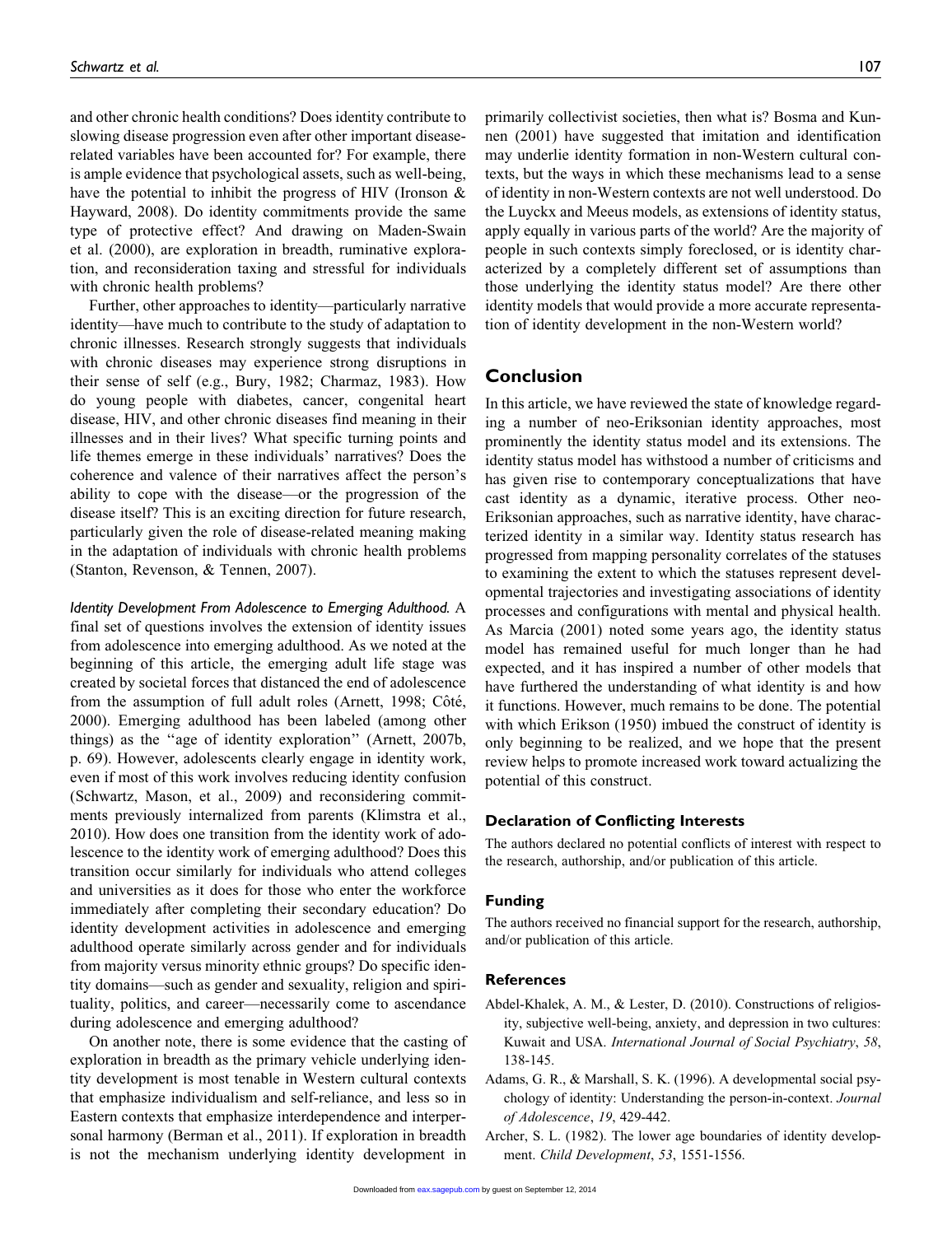and other chronic health conditions? Does identity contribute to slowing disease progression even after other important disease-related variables have been accounted for? For example, there is ample evidence that psychological assets, such as well-being, have the potential to inhibit the progress of HIV (Ironson & Hayward, 2008). Do identity commitments provide the same type of protective effect? And drawing on Maden-Swain et al. (2000), are exploration in breadth, ruminative exploration, and reconsideration taxing and stressful for individuals with chronic health problems?

Further, other approaches to identity—particularly narrative identity—have much to contribute to the study of adaptation to chronic illnesses. Research strongly suggests that individuals with chronic diseases may experience strong disruptions in their sense of self (e.g., Bury, 1982; Charmaz, 1983). How do young people with diabetes, cancer, congenital heart disease, HIV, and other chronic diseases find meaning in their illnesses and in their lives? What specific turning points and life themes emerge in these individuals' narratives? Does the coherence and valence of their narratives affect the person's ability to cope with the disease—or the progression of the disease itself? This is an exciting direction for future research, particularly given the role of disease-related meaning making in the adaptation of individuals with chronic health problems (Stanton, Revenson, & Tennen, 2007).

*Identity Development From Adolescence to Emerging Adulthood.* A final set of questions involves the extension of identity issues from adolescence into emerging adulthood. As we noted at the beginning of this article, the emerging adult life stage was created by societal forces that distanced the end of adolescence from the assumption of full adult roles (Arnett, 1998; Côté, 2000). Emerging adulthood has been labeled (among other things) as the ''age of identity exploration'' (Arnett, 2007b, p. 69). However, adolescents clearly engage in identity work, even if most of this work involves reducing identity confusion (Schwartz, Mason, et al., 2009) and reconsidering commitments previously internalized from parents (Klimstra et al., 2010). How does one transition from the identity work of adolescence to the identity work of emerging adulthood? Does this transition occur similarly for individuals who attend colleges and universities as it does for those who enter the workforce immediately after completing their secondary education? Do identity development activities in adolescence and emerging adulthood operate similarly across gender and for individuals from majority versus minority ethnic groups? Do specific identity domains—such as gender and sexuality, religion and spirituality, politics, and career—necessarily come to ascendance during adolescence and emerging adulthood?

On another note, there is some evidence that the casting of exploration in breadth as the primary vehicle underlying identity development is most tenable in Western cultural contexts that emphasize individualism and self-reliance, and less so in Eastern contexts that emphasize interdependence and interpersonal harmony (Berman et al., 2011). If exploration in breadth is not the mechanism underlying identity development in primarily collectivist societies, then what is? Bosma and Kunnen (2001) have suggested that imitation and identification may underlie identity formation in non-Western cultural contexts, but the ways in which these mechanisms lead to a sense of identity in non-Western contexts are not well understood. Do the Luyckx and Meeus models, as extensions of identity status, apply equally in various parts of the world? Are the majority of people in such contexts simply foreclosed, or is identity characterized by a completely different set of assumptions than those underlying the identity status model? Are there other identity models that would provide a more accurate representation of identity development in the non-Western world?

## Conclusion

In this article, we have reviewed the state of knowledge regarding a number of neo-Eriksonian identity approaches, most prominently the identity status model and its extensions. The identity status model has withstood a number of criticisms and has given rise to contemporary conceptualizations that have cast identity as a dynamic, iterative process. Other neo-Eriksonian approaches, such as narrative identity, have characterized identity in a similar way. Identity status research has progressed from mapping personality correlates of the statuses to examining the extent to which the statuses represent developmental trajectories and investigating associations of identity processes and configurations with mental and physical health. As Marcia (2001) noted some years ago, the identity status model has remained useful for much longer than he had expected, and it has inspired a number of other models that have furthered the understanding of what identity is and how it functions. However, much remains to be done. The potential with which Erikson (1950) imbued the construct of identity is only beginning to be realized, and we hope that the present review helps to promote increased work toward actualizing the potential of this construct.

### Declaration of Conflicting Interests

The authors declared no potential conflicts of interest with respect to the research, authorship, and/or publication of this article.

### Funding

The authors received no financial support for the research, authorship, and/or publication of this article.

### References

Abdel-Khalek, A. M., & Lester, D. (2010). Constructions of religiosity, subjective well-being, anxiety, and depression in two cultures: Kuwait and USA. *International Journal of Social Psychiatry*, *58*, 138-145.

Adams, G. R., & Marshall, S. K. (1996). A developmental social psychology of identity: Understanding the person-in-context. *Journal of Adolescence*, *19*, 429-442.

Archer, S. L. (1982). The lower age boundaries of identity development. *Child Development*, *53*, 1551-1556.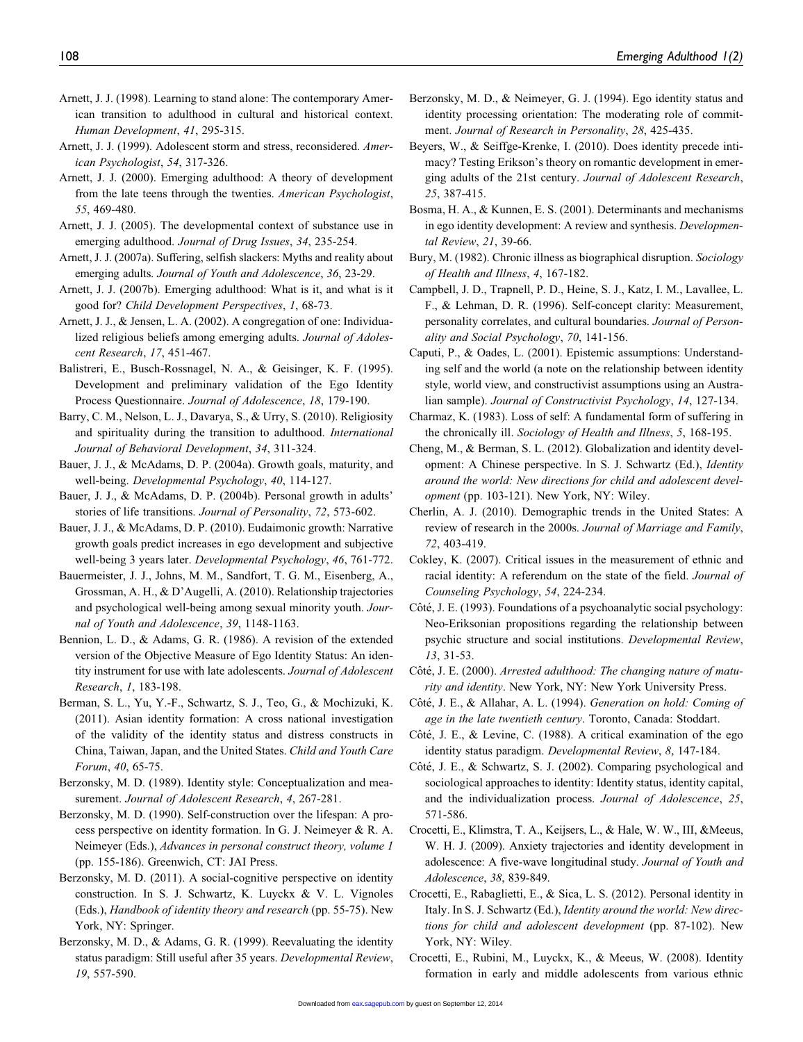Arnett, J. J. (1998). Learning to stand alone: The contemporary American transition to adulthood in cultural and historical context. *Human Development*, *41*, 295-315.

Arnett, J. J. (1999). Adolescent storm and stress, reconsidered. *American Psychologist*, *54*, 317-326.

Arnett, J. J. (2000). Emerging adulthood: A theory of development from the late teens through the twenties. *American Psychologist*, *55*, 469-480.

Arnett, J. J. (2005). The developmental context of substance use in emerging adulthood. *Journal of Drug Issues*, *34*, 235-254.

Arnett, J. J. (2007a). Suffering, selfish slackers: Myths and reality about emerging adults. *Journal of Youth and Adolescence*, *36*, 23-29.

Arnett, J. J. (2007b). Emerging adulthood: What is it, and what is it good for? *Child Development Perspectives*, *1*, 68-73.

Arnett, J. J., & Jensen, L. A. (2002). A congregation of one: Individualized religious beliefs among emerging adults. *Journal of Adolescent Research*, *17*, 451-467.

Balistreri, E., Busch-Rossnagel, N. A., & Geisinger, K. F. (1995). Development and preliminary validation of the Ego Identity Process Questionnaire. *Journal of Adolescence*, *18*, 179-190.

Barry, C. M., Nelson, L. J., Davarya, S., & Urry, S. (2010). Religiosity and spirituality during the transition to adulthood. *International Journal of Behavioral Development*, *34*, 311-324.

Bauer, J. J., & McAdams, D. P. (2004a). Growth goals, maturity, and well-being. *Developmental Psychology*, *40*, 114-127.

Bauer, J. J., & McAdams, D. P. (2004b). Personal growth in adults' stories of life transitions. *Journal of Personality*, *72*, 573-602.

Bauer, J. J., & McAdams, D. P. (2010). Eudaimonic growth: Narrative growth goals predict increases in ego development and subjective well-being 3 years later. *Developmental Psychology*, *46*, 761-772.

Bauermeister, J. J., Johns, M. M., Sandfort, T. G. M., Eisenberg, A., Grossman, A. H., & D'Augelli, A. (2010). Relationship trajectories and psychological well-being among sexual minority youth. *Journal of Youth and Adolescence*, *39*, 1148-1163.

Bennion, L. D., & Adams, G. R. (1986). A revision of the extended version of the Objective Measure of Ego Identity Status: An identity instrument for use with late adolescents. *Journal of Adolescent Research*, *1*, 183-198.

Berman, S. L., Yu, Y.-F., Schwartz, S. J., Teo, G., & Mochizuki, K. (2011). Asian identity formation: A cross national investigation of the validity of the identity status and distress constructs in China, Taiwan, Japan, and the United States. *Child and Youth Care Forum*, *40*, 65-75.

Berzonsky, M. D. (1989). Identity style: Conceptualization and measurement. *Journal of Adolescent Research*, *4*, 267-281.

Berzonsky, M. D. (1990). Self-construction over the lifespan: A process perspective on identity formation. In G. J. Neimeyer & R. A. Neimeyer (Eds.), *Advances in personal construct theory, volume 1* (pp. 155-186). Greenwich, CT: JAI Press.

Berzonsky, M. D. (2011). A social-cognitive perspective on identity construction. In S. J. Schwartz, K. Luyckx & V. L. Vignoles (Eds.), *Handbook of identity theory and research* (pp. 55-75). New York, NY: Springer.

Berzonsky, M. D., & Adams, G. R. (1999). Reevaluating the identity status paradigm: Still useful after 35 years. *Developmental Review*, *19*, 557-590.

Berzonsky, M. D., & Neimeyer, G. J. (1994). Ego identity status and identity processing orientation: The moderating role of commitment. *Journal of Research in Personality*, *28*, 425-435.

Beyers, W., & Seiffge-Krenke, I. (2010). Does identity precede intimacy? Testing Erikson's theory on romantic development in emerging adults of the 21st century. *Journal of Adolescent Research*, *25*, 387-415.

Bosma, H. A., & Kunnen, E. S. (2001). Determinants and mechanisms in ego identity development: A review and synthesis. *Developmental Review*, *21*, 39-66.

Bury, M. (1982). Chronic illness as biographical disruption. *Sociology of Health and Illness*, *4*, 167-182.

Campbell, J. D., Trapnell, P. D., Heine, S. J., Katz, I. M., Lavallee, L. F., & Lehman, D. R. (1996). Self-concept clarity: Measurement, personality correlates, and cultural boundaries. *Journal of Personality and Social Psychology*, *70*, 141-156.

Caputi, P., & Oades, L. (2001). Epistemic assumptions: Understanding self and the world (a note on the relationship between identity style, world view, and constructivist assumptions using an Australian sample). *Journal of Constructivist Psychology*, *14*, 127-134.

Charmaz, K. (1983). Loss of self: A fundamental form of suffering in the chronically ill. *Sociology of Health and Illness*, *5*, 168-195.

Cheng, M., & Berman, S. L. (2012). Globalization and identity development: A Chinese perspective. In S. J. Schwartz (Ed.), *Identity around the world: New directions for child and adolescent development* (pp. 103-121). New York, NY: Wiley.

Cherlin, A. J. (2010). Demographic trends in the United States: A review of research in the 2000s. *Journal of Marriage and Family*, *72*, 403-419.

Cokley, K. (2007). Critical issues in the measurement of ethnic and racial identity: A referendum on the state of the field. *Journal of Counseling Psychology*, *54*, 224-234.

Côté, J. E. (1993). Foundations of a psychoanalytic social psychology: Neo-Eriksonian propositions regarding the relationship between psychic structure and social institutions. *Developmental Review*, *13*, 31-53.

Côté, J. E. (2000). *Arrested adulthood: The changing nature of maturity and identity*. New York, NY: New York University Press.

Côté, J. E., & Allahar, A. L. (1994). *Generation on hold: Coming of age in the late twentieth century*. Toronto, Canada: Stoddart.

Côté, J. E., & Levine, C. (1988). A critical examination of the ego identity status paradigm. *Developmental Review*, *8*, 147-184.

Côté, J. E., & Schwartz, S. J. (2002). Comparing psychological and sociological approaches to identity: Identity status, identity capital, and the individualization process. *Journal of Adolescence*, *25*, 571-586.

Crocetti, E., Klimstra, T. A., Keijsers, L., & Hale, W. W., III, &Meeus, W. H. J. (2009). Anxiety trajectories and identity development in adolescence: A five-wave longitudinal study. *Journal of Youth and Adolescence*, *38*, 839-849.

Crocetti, E., Rabaglietti, E., & Sica, L. S. (2012). Personal identity in Italy. In S. J. Schwartz (Ed.), *Identity around the world: New directions for child and adolescent development* (pp. 87-102). New York, NY: Wiley.

Crocetti, E., Rubini, M., Luyckx, K., & Meeus, W. (2008). Identity formation in early and middle adolescents from various ethnic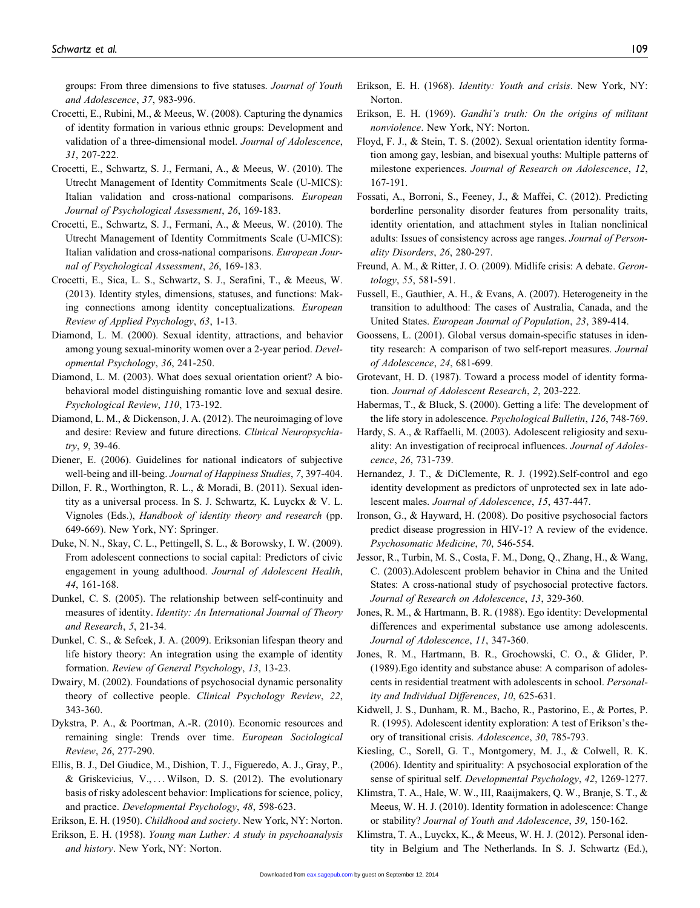groups: From three dimensions to five statuses. *Journal of Youth and Adolescence*, *37*, 983-996.

Crocetti, E., Rubini, M., & Meeus, W. (2008). Capturing the dynamics of identity formation in various ethnic groups: Development and validation of a three-dimensional model. *Journal of Adolescence*, *31*, 207-222.

Crocetti, E., Schwartz, S. J., Fermani, A., & Meeus, W. (2010). The Utrecht Management of Identity Commitments Scale (U-MICS): Italian validation and cross-national comparisons. *European Journal of Psychological Assessment*, *26*, 169-183.

Crocetti, E., Schwartz, S. J., Fermani, A., & Meeus, W. (2010). The Utrecht Management of Identity Commitments Scale (U-MICS): Italian validation and cross-national comparisons. *European Journal of Psychological Assessment*, *26*, 169-183.

Crocetti, E., Sica, L. S., Schwartz, S. J., Serafini, T., & Meeus, W. (2013). Identity styles, dimensions, statuses, and functions: Making connections among identity conceptualizations. *European Review of Applied Psychology*, *63*, 1-13.

Diamond, L. M. (2000). Sexual identity, attractions, and behavior among young sexual-minority women over a 2-year period. *Developmental Psychology*, *36*, 241-250.

Diamond, L. M. (2003). What does sexual orientation orient? A biobehavioral model distinguishing romantic love and sexual desire. *Psychological Review*, *110*, 173-192.

Diamond, L. M., & Dickenson, J. A. (2012). The neuroimaging of love and desire: Review and future directions. *Clinical Neuropsychiatry*, *9*, 39-46.

Diener, E. (2006). Guidelines for national indicators of subjective well-being and ill-being. *Journal of Happiness Studies*, *7*, 397-404.

Dillon, F. R., Worthington, R. L., & Moradi, B. (2011). Sexual identity as a universal process. In S. J. Schwartz, K. Luyckx & V. L. Vignoles (Eds.), *Handbook of identity theory and research* (pp. 649-669). New York, NY: Springer.

Duke, N. N., Skay, C. L., Pettingell, S. L., & Borowsky, I. W. (2009). From adolescent connections to social capital: Predictors of civic engagement in young adulthood. *Journal of Adolescent Health*, *44*, 161-168.

Dunkel, C. S. (2005). The relationship between self-continuity and measures of identity. *Identity: An International Journal of Theory and Research*, *5*, 21-34.

Dunkel, C. S., & Sefcek, J. A. (2009). Eriksonian lifespan theory and life history theory: An integration using the example of identity formation. *Review of General Psychology*, *13*, 13-23.

Dwairy, M. (2002). Foundations of psychosocial dynamic personality theory of collective people. *Clinical Psychology Review*, *22*, 343-360.

Dykstra, P. A., & Poortman, A.-R. (2010). Economic resources and remaining single: Trends over time. *European Sociological Review*, *26*, 277-290.

Ellis, B. J., Del Giudice, M., Dishion, T. J., Figueredo, A. J., Gray, P., & Griskevicius, V., . . . Wilson, D. S. (2012). The evolutionary basis of risky adolescent behavior: Implications for science, policy, and practice. *Developmental Psychology*, *48*, 598-623.

Erikson, E. H. (1950). *Childhood and society*. New York, NY: Norton.

Erikson, E. H. (1958). *Young man Luther: A study in psychoanalysis and history*. New York, NY: Norton.

Erikson, E. H. (1968). *Identity: Youth and crisis*. New York, NY: Norton.

Erikson, E. H. (1969). *Gandhi's truth: On the origins of militant nonviolence*. New York, NY: Norton.

Floyd, F. J., & Stein, T. S. (2002). Sexual orientation identity formation among gay, lesbian, and bisexual youths: Multiple patterns of milestone experiences. *Journal of Research on Adolescence*, *12*, 167-191.

Fossati, A., Borroni, S., Feeney, J., & Maffei, C. (2012). Predicting borderline personality disorder features from personality traits, identity orientation, and attachment styles in Italian nonclinical adults: Issues of consistency across age ranges. *Journal of Personality Disorders*, *26*, 280-297.

Freund, A. M., & Ritter, J. O. (2009). Midlife crisis: A debate. *Gerontology*, *55*, 581-591.

Fussell, E., Gauthier, A. H., & Evans, A. (2007). Heterogeneity in the transition to adulthood: The cases of Australia, Canada, and the United States. *European Journal of Population*, *23*, 389-414.

Goossens, L. (2001). Global versus domain-specific statuses in identity research: A comparison of two self-report measures. *Journal of Adolescence*, *24*, 681-699.

Grotevant, H. D. (1987). Toward a process model of identity formation. *Journal of Adolescent Research*, *2*, 203-222.

Habermas, T., & Bluck, S. (2000). Getting a life: The development of the life story in adolescence. *Psychological Bulletin*, *126*, 748-769.

Hardy, S. A., & Raffaelli, M. (2003). Adolescent religiosity and sexuality: An investigation of reciprocal influences. *Journal of Adolescence*, *26*, 731-739.

Hernandez, J. T., & DiClemente, R. J. (1992).Self-control and ego identity development as predictors of unprotected sex in late adolescent males. *Journal of Adolescence*, *15*, 437-447.

Ironson, G., & Hayward, H. (2008). Do positive psychosocial factors predict disease progression in HIV-1? A review of the evidence. *Psychosomatic Medicine*, *70*, 546-554.

Jessor, R., Turbin, M. S., Costa, F. M., Dong, Q., Zhang, H., & Wang, C. (2003).Adolescent problem behavior in China and the United States: A cross-national study of psychosocial protective factors. *Journal of Research on Adolescence*, *13*, 329-360.

Jones, R. M., & Hartmann, B. R. (1988). Ego identity: Developmental differences and experimental substance use among adolescents. *Journal of Adolescence*, *11*, 347-360.

Jones, R. M., Hartmann, B. R., Grochowski, C. O., & Glider, P. (1989).Ego identity and substance abuse: A comparison of adolescents in residential treatment with adolescents in school. *Personality and Individual Differences*, *10*, 625-631.

Kidwell, J. S., Dunham, R. M., Bacho, R., Pastorino, E., & Portes, P. R. (1995). Adolescent identity exploration: A test of Erikson's theory of transitional crisis. *Adolescence*, *30*, 785-793.

Kiesling, C., Sorell, G. T., Montgomery, M. J., & Colwell, R. K. (2006). Identity and spirituality: A psychosocial exploration of the sense of spiritual self. *Developmental Psychology*, *42*, 1269-1277.

Klimstra, T. A., Hale, W. W., III, Raaijmakers, Q. W., Branje, S. T., & Meeus, W. H. J. (2010). Identity formation in adolescence: Change or stability? *Journal of Youth and Adolescence*, *39*, 150-162.

Klimstra, T. A., Luyckx, K., & Meeus, W. H. J. (2012). Personal identity in Belgium and The Netherlands. In S. J. Schwartz (Ed.),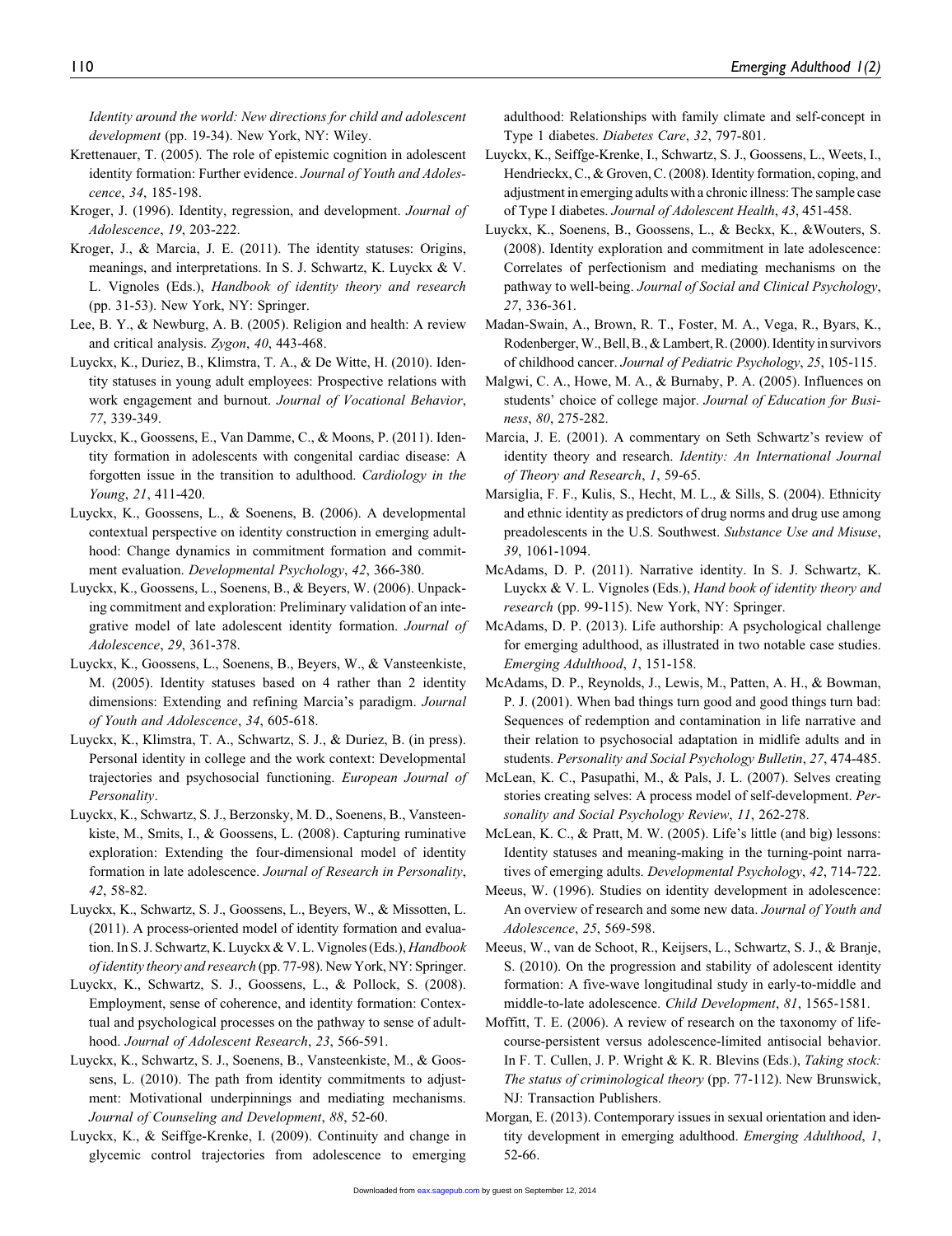*Identity around the world: New directions for child and adolescent development* (pp. 19-34). New York, NY: Wiley.

Krettenauer, T. (2005). The role of epistemic cognition in adolescent identity formation: Further evidence. *Journal of Youth and Adolescence*, *34*, 185-198.

Kroger, J. (1996). Identity, regression, and development. *Journal of Adolescence*, *19*, 203-222.

Kroger, J., & Marcia, J. E. (2011). The identity statuses: Origins, meanings, and interpretations. In S. J. Schwartz, K. Luyckx & V. L. Vignoles (Eds.), *Handbook of identity theory and research* (pp. 31-53). New York, NY: Springer.

Lee, B. Y., & Newburg, A. B. (2005). Religion and health: A review and critical analysis. *Zygon*, *40*, 443-468.

Luyckx, K., Duriez, B., Klimstra, T. A., & De Witte, H. (2010). Identity statuses in young adult employees: Prospective relations with work engagement and burnout. *Journal of Vocational Behavior*, *77*, 339-349.

Luyckx, K., Goossens, E., Van Damme, C., & Moons, P. (2011). Identity formation in adolescents with congenital cardiac disease: A forgotten issue in the transition to adulthood. *Cardiology in the Young*, *21*, 411-420.

Luyckx, K., Goossens, L., & Soenens, B. (2006). A developmental contextual perspective on identity construction in emerging adulthood: Change dynamics in commitment formation and commitment evaluation. *Developmental Psychology*, *42*, 366-380.

Luyckx, K., Goossens, L., Soenens, B., & Beyers, W. (2006). Unpacking commitment and exploration: Preliminary validation of an integrative model of late adolescent identity formation. *Journal of Adolescence*, *29*, 361-378.

Luyckx, K., Goossens, L., Soenens, B., Beyers, W., & Vansteenkiste, M. (2005). Identity statuses based on 4 rather than 2 identity dimensions: Extending and refining Marcia's paradigm. *Journal of Youth and Adolescence*, *34*, 605-618.

Luyckx, K., Klimstra, T. A., Schwartz, S. J., & Duriez, B. (in press). Personal identity in college and the work context: Developmental trajectories and psychosocial functioning. *European Journal of Personality*.

Luyckx, K., Schwartz, S. J., Berzonsky, M. D., Soenens, B., Vansteenkiste, M., Smits, I., & Goossens, L. (2008). Capturing ruminative exploration: Extending the four-dimensional model of identity formation in late adolescence. *Journal of Research in Personality*, *42*, 58-82.

Luyckx, K., Schwartz, S. J., Goossens, L., Beyers, W., & Missotten, L. (2011). A process-oriented model of identity formation and evaluation. In S. J. Schwartz, K. Luyckx & V. L. Vignoles (Eds.), *Handbook of identity theory and research* (pp. 77-98). New York, NY: Springer.

Luyckx, K., Schwartz, S. J., Goossens, L., & Pollock, S. (2008). Employment, sense of coherence, and identity formation: Contextual and psychological processes on the pathway to sense of adulthood. *Journal of Adolescent Research*, *23*, 566-591.

Luyckx, K., Schwartz, S. J., Soenens, B., Vansteenkiste, M., & Goossens, L. (2010). The path from identity commitments to adjustment: Motivational underpinnings and mediating mechanisms. *Journal of Counseling and Development*, *88*, 52-60.

Luyckx, K., & Seiffge-Krenke, I. (2009). Continuity and change in glycemic control trajectories from adolescence to emerging adulthood: Relationships with family climate and self-concept in Type 1 diabetes. *Diabetes Care*, *32*, 797-801.

Luyckx, K., Seiffge-Krenke, I., Schwartz, S. J., Goossens, L., Weets, I., Hendrieckx, C., & Groven, C. (2008). Identity formation, coping, and adjustment in emerging adults with a chronic illness: The sample case of Type I diabetes. *Journal of Adolescent Health*, *43*, 451-458.

Luyckx, K., Soenens, B., Goossens, L., & Beckx, K., &Wouters, S. (2008). Identity exploration and commitment in late adolescence: Correlates of perfectionism and mediating mechanisms on the pathway to well-being. *Journal of Social and Clinical Psychology*, *27*, 336-361.

Madan-Swain, A., Brown, R. T., Foster, M. A., Vega, R., Byars, K., Rodenberger, W., Bell, B., & Lambert, R. (2000). Identity in survivors of childhood cancer. *Journal of Pediatric Psychology*, *25*, 105-115.

Malgwi, C. A., Howe, M. A., & Burnaby, P. A. (2005). Influences on students' choice of college major. *Journal of Education for Business*, *80*, 275-282.

Marcia, J. E. (2001). A commentary on Seth Schwartz's review of identity theory and research. *Identity: An International Journal of Theory and Research*, *1*, 59-65.

Marsiglia, F. F., Kulis, S., Hecht, M. L., & Sills, S. (2004). Ethnicity and ethnic identity as predictors of drug norms and drug use among preadolescents in the U.S. Southwest. *Substance Use and Misuse*, *39*, 1061-1094.

McAdams, D. P. (2011). Narrative identity. In S. J. Schwartz, K. Luyckx & V. L. Vignoles (Eds.), *Hand book of identity theory and research* (pp. 99-115). New York, NY: Springer.

McAdams, D. P. (2013). Life authorship: A psychological challenge for emerging adulthood, as illustrated in two notable case studies. *Emerging Adulthood*, *1*, 151-158.

McAdams, D. P., Reynolds, J., Lewis, M., Patten, A. H., & Bowman, P. J. (2001). When bad things turn good and good things turn bad: Sequences of redemption and contamination in life narrative and their relation to psychosocial adaptation in midlife adults and in students. *Personality and Social Psychology Bulletin*, *27*, 474-485.

McLean, K. C., Pasupathi, M., & Pals, J. L. (2007). Selves creating stories creating selves: A process model of self-development. *Personality and Social Psychology Review*, *11*, 262-278.

McLean, K. C., & Pratt, M. W. (2005). Life's little (and big) lessons: Identity statuses and meaning-making in the turning-point narratives of emerging adults. *Developmental Psychology*, *42*, 714-722.

Meeus, W. (1996). Studies on identity development in adolescence: An overview of research and some new data. *Journal of Youth and Adolescence*, *25*, 569-598.

Meeus, W., van de Schoot, R., Keijsers, L., Schwartz, S. J., & Branje, S. (2010). On the progression and stability of adolescent identity formation: A five-wave longitudinal study in early-to-middle and middle-to-late adolescence. *Child Development*, *81*, 1565-1581.

Moffitt, T. E. (2006). A review of research on the taxonomy of life-course-persistent versus adolescence-limited antisocial behavior. In F. T. Cullen, J. P. Wright & K. R. Blevins (Eds.), *Taking stock: The status of criminological theory* (pp. 77-112). New Brunswick, NJ: Transaction Publishers.

Morgan, E. (2013). Contemporary issues in sexual orientation and identity development in emerging adulthood. *Emerging Adulthood*, *1*, 52-66.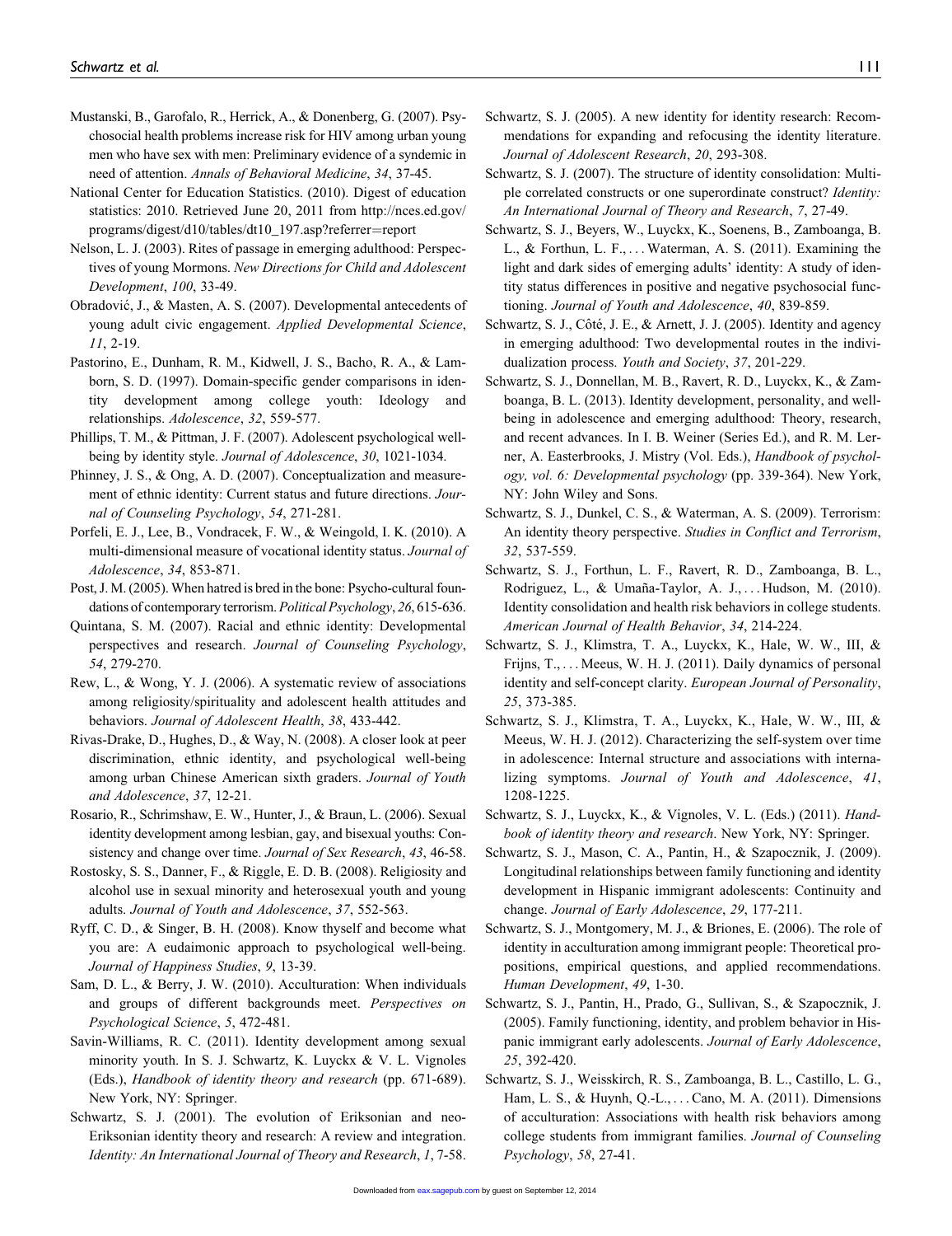Mustanski, B., Garofalo, R., Herrick, A., & Donenberg, G. (2007). Psychosocial health problems increase risk for HIV among urban young men who have sex with men: Preliminary evidence of a syndemic in need of attention. *Annals of Behavioral Medicine*, *34*, 37-45.

National Center for Education Statistics. (2010). Digest of education statistics: 2010. Retrieved June 20, 2011 from http://nces.ed.gov/programs/digest/d10/tables/dt10_197.asp?referrer=report

Nelson, L. J. (2003). Rites of passage in emerging adulthood: Perspectives of young Mormons. *New Directions for Child and Adolescent Development*, *100*, 33-49.

Obradović, J., & Masten, A. S. (2007). Developmental antecedents of young adult civic engagement. *Applied Developmental Science*, *11*, 2-19.

Pastorino, E., Dunham, R. M., Kidwell, J. S., Bacho, R. A., & Lamborn, S. D. (1997). Domain-specific gender comparisons in identity development among college youth: Ideology and relationships. *Adolescence*, *32*, 559-577.

Phillips, T. M., & Pittman, J. F. (2007). Adolescent psychological well-being by identity style. *Journal of Adolescence*, *30*, 1021-1034.

Phinney, J. S., & Ong, A. D. (2007). Conceptualization and measurement of ethnic identity: Current status and future directions. *Journal of Counseling Psychology*, *54*, 271-281.

Porfeli, E. J., Lee, B., Vondracek, F. W., & Weingold, I. K. (2010). A multi-dimensional measure of vocational identity status. *Journal of Adolescence*, *34*, 853-871.

Post, J. M. (2005). When hatred is bred in the bone: Psycho-cultural foundations of contemporary terrorism. *Political Psychology*, *26*, 615-636.

Quintana, S. M. (2007). Racial and ethnic identity: Developmental perspectives and research. *Journal of Counseling Psychology*, *54*, 279-270.

Rew, L., & Wong, Y. J. (2006). A systematic review of associations among religiosity/spirituality and adolescent health attitudes and behaviors. *Journal of Adolescent Health*, *38*, 433-442.

Rivas-Drake, D., Hughes, D., & Way, N. (2008). A closer look at peer discrimination, ethnic identity, and psychological well-being among urban Chinese American sixth graders. *Journal of Youth and Adolescence*, *37*, 12-21.

Rosario, R., Schrimshaw, E. W., Hunter, J., & Braun, L. (2006). Sexual identity development among lesbian, gay, and bisexual youths: Consistency and change over time. *Journal of Sex Research*, *43*, 46-58.

Rostosky, S. S., Danner, F., & Riggle, E. D. B. (2008). Religiosity and alcohol use in sexual minority and heterosexual youth and young adults. *Journal of Youth and Adolescence*, *37*, 552-563.

Ryff, C. D., & Singer, B. H. (2008). Know thyself and become what you are: A eudaimonic approach to psychological well-being. *Journal of Happiness Studies*, *9*, 13-39.

Sam, D. L., & Berry, J. W. (2010). Acculturation: When individuals and groups of different backgrounds meet. *Perspectives on Psychological Science*, *5*, 472-481.

Savin-Williams, R. C. (2011). Identity development among sexual minority youth. In S. J. Schwartz, K. Luyckx & V. L. Vignoles (Eds.), *Handbook of identity theory and research* (pp. 671-689). New York, NY: Springer.

Schwartz, S. J. (2001). The evolution of Eriksonian and neo-Eriksonian identity theory and research: A review and integration. *Identity: An International Journal of Theory and Research*, *1*, 7-58.

Schwartz, S. J. (2005). A new identity for identity research: Recommendations for expanding and refocusing the identity literature. *Journal of Adolescent Research*, *20*, 293-308.

Schwartz, S. J. (2007). The structure of identity consolidation: Multiple correlated constructs or one superordinate construct? *Identity: An International Journal of Theory and Research*, *7*, 27-49.

Schwartz, S. J., Beyers, W., Luyckx, K., Soenens, B., Zamboanga, B. L., & Forthun, L. F., . . . Waterman, A. S. (2011). Examining the light and dark sides of emerging adults' identity: A study of identity status differences in positive and negative psychosocial functioning. *Journal of Youth and Adolescence*, *40*, 839-859.

Schwartz, S. J., Côté, J. E., & Arnett, J. J. (2005). Identity and agency in emerging adulthood: Two developmental routes in the individualization process. *Youth and Society*, *37*, 201-229.

Schwartz, S. J., Donnellan, M. B., Ravert, R. D., Luyckx, K., & Zamboanga, B. L. (2013). Identity development, personality, and well-being in adolescence and emerging adulthood: Theory, research, and recent advances. In I. B. Weiner (Series Ed.), and R. M. Lerner, A. Easterbrooks, J. Mistry (Vol. Eds.), *Handbook of psychology, vol. 6: Developmental psychology* (pp. 339-364). New York, NY: John Wiley and Sons.

Schwartz, S. J., Dunkel, C. S., & Waterman, A. S. (2009). Terrorism: An identity theory perspective. *Studies in Conflict and Terrorism*, *32*, 537-559.

Schwartz, S. J., Forthun, L. F., Ravert, R. D., Zamboanga, B. L., Rodriguez, L., & Umaña-Taylor, A. J., . . . Hudson, M. (2010). Identity consolidation and health risk behaviors in college students. *American Journal of Health Behavior*, *34*, 214-224.

Schwartz, S. J., Klimstra, T. A., Luyckx, K., Hale, W. W., III, & Frijns, T., . . . Meeus, W. H. J. (2011). Daily dynamics of personal identity and self-concept clarity. *European Journal of Personality*, *25*, 373-385.

Schwartz, S. J., Klimstra, T. A., Luyckx, K., Hale, W. W., III, & Meeus, W. H. J. (2012). Characterizing the self-system over time in adolescence: Internal structure and associations with internalizing symptoms. *Journal of Youth and Adolescence*, *41*, 1208-1225.

Schwartz, S. J., Luyckx, K., & Vignoles, V. L. (Eds.) (2011). *Handbook of identity theory and research*. New York, NY: Springer.

Schwartz, S. J., Mason, C. A., Pantin, H., & Szapocznik, J. (2009). Longitudinal relationships between family functioning and identity development in Hispanic immigrant adolescents: Continuity and change. *Journal of Early Adolescence*, *29*, 177-211.

Schwartz, S. J., Montgomery, M. J., & Briones, E. (2006). The role of identity in acculturation among immigrant people: Theoretical propositions, empirical questions, and applied recommendations. *Human Development*, *49*, 1-30.

Schwartz, S. J., Pantin, H., Prado, G., Sullivan, S., & Szapocznik, J. (2005). Family functioning, identity, and problem behavior in Hispanic immigrant early adolescents. *Journal of Early Adolescence*, *25*, 392-420.

Schwartz, S. J., Weisskirch, R. S., Zamboanga, B. L., Castillo, L. G., Ham, L. S., & Huynh, Q.-L., . . . Cano, M. A. (2011). Dimensions of acculturation: Associations with health risk behaviors among college students from immigrant families. *Journal of Counseling Psychology*, *58*, 27-41.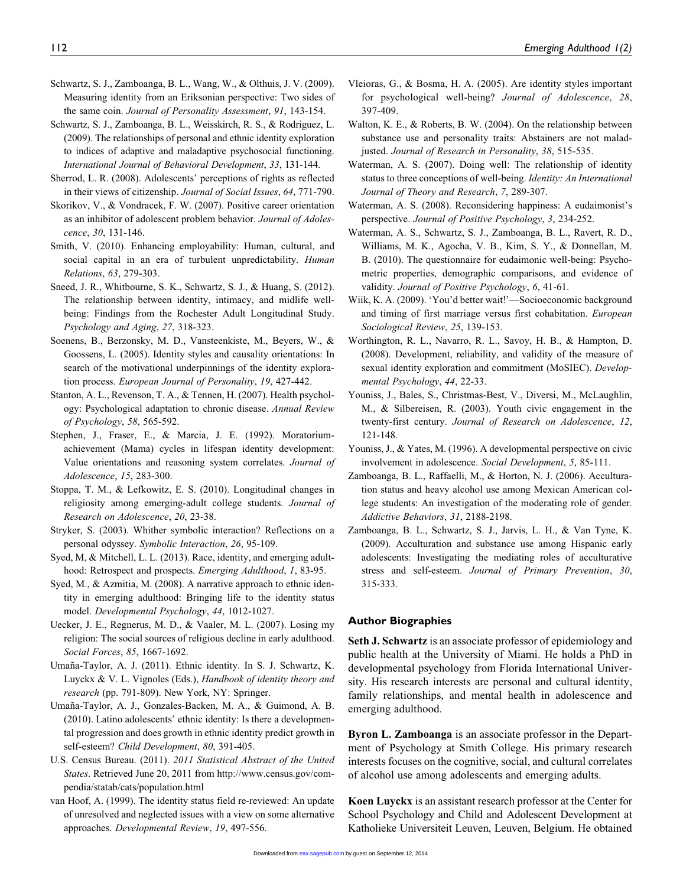Schwartz, S. J., Zamboanga, B. L., Wang, W., & Olthuis, J. V. (2009). Measuring identity from an Eriksonian perspective: Two sides of the same coin. *Journal of Personality Assessment*, *91*, 143-154.

Schwartz, S. J., Zamboanga, B. L., Weisskirch, R. S., & Rodriguez, L. (2009). The relationships of personal and ethnic identity exploration to indices of adaptive and maladaptive psychosocial functioning. *International Journal of Behavioral Development*, *33*, 131-144.

Sherrod, L. R. (2008). Adolescents' perceptions of rights as reflected in their views of citizenship. *Journal of Social Issues*, *64*, 771-790.

Skorikov, V., & Vondracek, F. W. (2007). Positive career orientation as an inhibitor of adolescent problem behavior. *Journal of Adolescence*, *30*, 131-146.

Smith, V. (2010). Enhancing employability: Human, cultural, and social capital in an era of turbulent unpredictability. *Human Relations*, *63*, 279-303.

Sneed, J. R., Whitbourne, S. K., Schwartz, S. J., & Huang, S. (2012). The relationship between identity, intimacy, and midlife well-being: Findings from the Rochester Adult Longitudinal Study. *Psychology and Aging*, *27*, 318-323.

Soenens, B., Berzonsky, M. D., Vansteenkiste, M., Beyers, W., & Goossens, L. (2005). Identity styles and causality orientations: In search of the motivational underpinnings of the identity exploration process. *European Journal of Personality*, *19*, 427-442.

Stanton, A. L., Revenson, T. A., & Tennen, H. (2007). Health psychology: Psychological adaptation to chronic disease. *Annual Review of Psychology*, *58*, 565-592.

Stephen, J., Fraser, E., & Marcia, J. E. (1992). Moratorium-achievement (Mama) cycles in lifespan identity development: Value orientations and reasoning system correlates. *Journal of Adolescence*, *15*, 283-300.

Stoppa, T. M., & Lefkowitz, E. S. (2010). Longitudinal changes in religiosity among emerging-adult college students. *Journal of Research on Adolescence*, *20*, 23-38.

Stryker, S. (2003). Whither symbolic interaction? Reflections on a personal odyssey. *Symbolic Interaction*, *26*, 95-109.

Syed, M, & Mitchell, L. L. (2013). Race, identity, and emerging adulthood: Retrospect and prospects. *Emerging Adulthood*, *1*, 83-95.

Syed, M., & Azmitia, M. (2008). A narrative approach to ethnic identity in emerging adulthood: Bringing life to the identity status model. *Developmental Psychology*, *44*, 1012-1027.

Uecker, J. E., Regnerus, M. D., & Vaaler, M. L. (2007). Losing my religion: The social sources of religious decline in early adulthood. *Social Forces*, *85*, 1667-1692.

Umaña-Taylor, A. J. (2011). Ethnic identity. In S. J. Schwartz, K. Luyckx & V. L. Vignoles (Eds.), *Handbook of identity theory and research* (pp. 791-809). New York, NY: Springer.

Umaña-Taylor, A. J., Gonzales-Backen, M. A., & Guimond, A. B. (2010). Latino adolescents' ethnic identity: Is there a developmental progression and does growth in ethnic identity predict growth in self-esteem? *Child Development*, *80*, 391-405.

U.S. Census Bureau. (2011). *2011 Statistical Abstract of the United States*. Retrieved June 20, 2011 from http://www.census.gov/compendia/statab/cats/population.html

van Hoof, A. (1999). The identity status field re-reviewed: An update of unresolved and neglected issues with a view on some alternative approaches. *Developmental Review*, *19*, 497-556.

Vleioras, G., & Bosma, H. A. (2005). Are identity styles important for psychological well-being? *Journal of Adolescence*, *28*, 397-409.

Walton, K. E., & Roberts, B. W. (2004). On the relationship between substance use and personality traits: Abstainers are not maladjusted. *Journal of Research in Personality*, *38*, 515-535.

Waterman, A. S. (2007). Doing well: The relationship of identity status to three conceptions of well-being. *Identity: An International Journal of Theory and Research*, *7*, 289-307.

Waterman, A. S. (2008). Reconsidering happiness: A eudaimonist's perspective. *Journal of Positive Psychology*, *3*, 234-252.

Waterman, A. S., Schwartz, S. J., Zamboanga, B. L., Ravert, R. D., Williams, M. K., Agocha, V. B., Kim, S. Y., & Donnellan, M. B. (2010). The questionnaire for eudaimonic well-being: Psychometric properties, demographic comparisons, and evidence of validity. *Journal of Positive Psychology*, *6*, 41-61.

Wiik, K. A. (2009). 'You'd better wait!'—Socioeconomic background and timing of first marriage versus first cohabitation. *European Sociological Review*, *25*, 139-153.

Worthington, R. L., Navarro, R. L., Savoy, H. B., & Hampton, D. (2008). Development, reliability, and validity of the measure of sexual identity exploration and commitment (MoSIEC). *Developmental Psychology*, *44*, 22-33.

Youniss, J., Bales, S., Christmas-Best, V., Diversi, M., McLaughlin, M., & Silbereisen, R. (2003). Youth civic engagement in the twenty-first century. *Journal of Research on Adolescence*, *12*, 121-148.

Youniss, J., & Yates, M. (1996). A developmental perspective on civic involvement in adolescence. *Social Development*, *5*, 85-111.

Zamboanga, B. L., Raffaelli, M., & Horton, N. J. (2006). Acculturation status and heavy alcohol use among Mexican American college students: An investigation of the moderating role of gender. *Addictive Behaviors*, *31*, 2188-2198.

Zamboanga, B. L., Schwartz, S. J., Jarvis, L. H., & Van Tyne, K. (2009). Acculturation and substance use among Hispanic early adolescents: Investigating the mediating roles of acculturative stress and self-esteem. *Journal of Primary Prevention*, *30*, 315-333.

## Author Biographies

**Seth J. Schwartz** is an associate professor of epidemiology and public health at the University of Miami. He holds a PhD in developmental psychology from Florida International University. His research interests are personal and cultural identity, family relationships, and mental health in adolescence and emerging adulthood.

**Byron L. Zamboanga** is an associate professor in the Department of Psychology at Smith College. His primary research interests focuses on the cognitive, social, and cultural correlates of alcohol use among adolescents and emerging adults.

**Koen Luyckx** is an assistant research professor at the Center for School Psychology and Child and Adolescent Development at Katholieke Universiteit Leuven, Leuven, Belgium. He obtained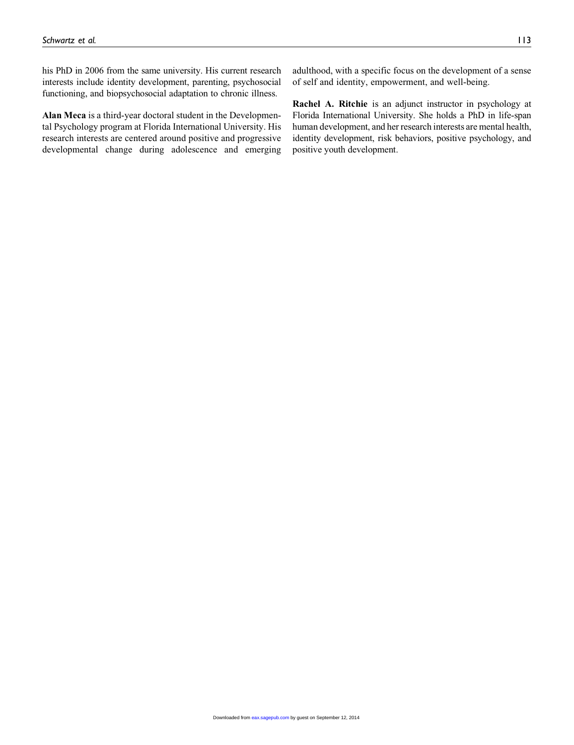his PhD in 2006 from the same university. His current research interests include identity development, parenting, psychosocial functioning, and biopsychosocial adaptation to chronic illness.

**Alan Meca** is a third-year doctoral student in the Developmental Psychology program at Florida International University. His research interests are centered around positive and progressive developmental change during adolescence and emerging adulthood, with a specific focus on the development of a sense of self and identity, empowerment, and well-being.

**Rachel A. Ritchie** is an adjunct instructor in psychology at Florida International University. She holds a PhD in life-span human development, and her research interests are mental health, identity development, risk behaviors, positive psychology, and positive youth development.